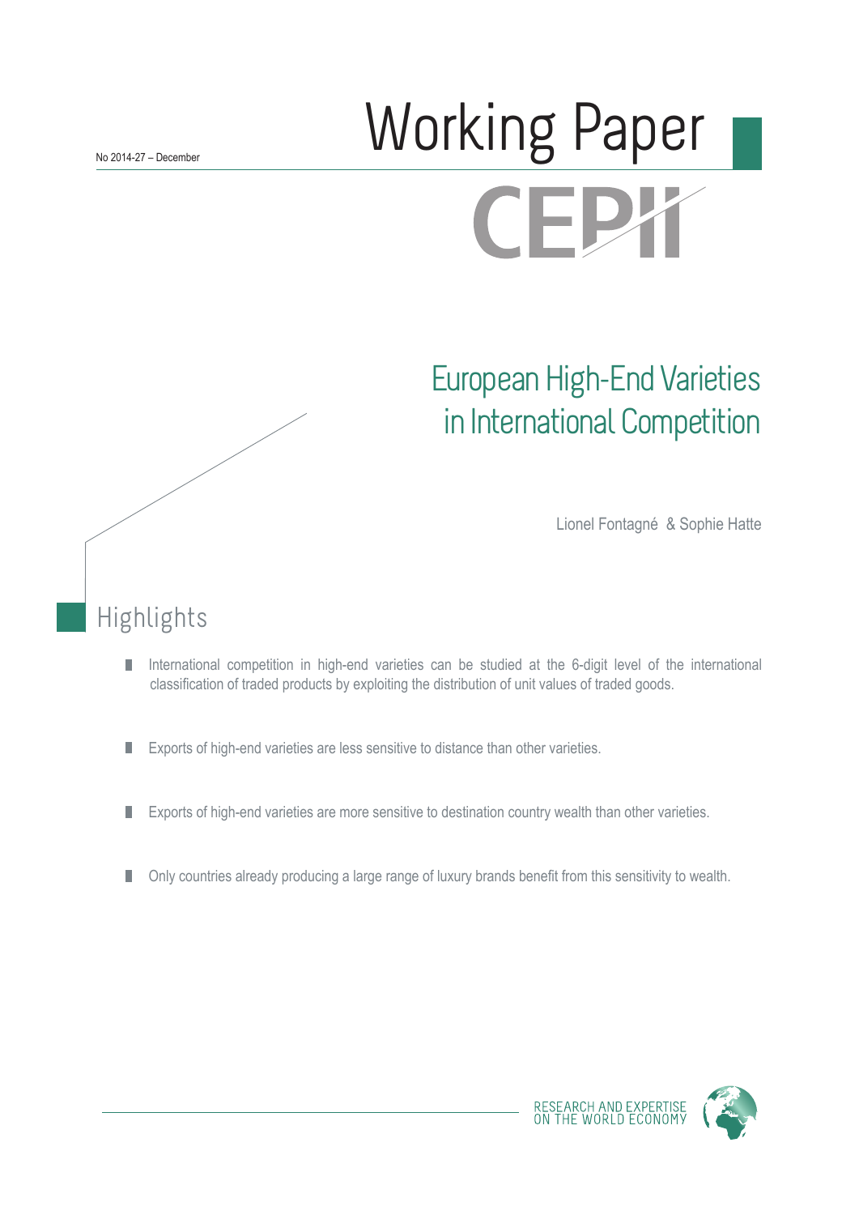No 2014-27 – December

# Working Paper

CEPII

# European High-End Varieties in International Competition

Lionel Fontagné & Sophie Hatte

## Highlights

- International competition in high-end varieties can be studied at the 6-digit level of the international classification of traded products by exploiting the distribution of unit values of traded goods.
- Exports of high-end varieties are less sensitive to distance than other varieties.
- Exports of high-end varieties are more sensitive to destination country wealth than other varieties.
- Only countries already producing a large range of luxury brands benefit from this sensitivity to wealth.

RESEARCH AND EXPERTISE ON THE WORLD ECONOMY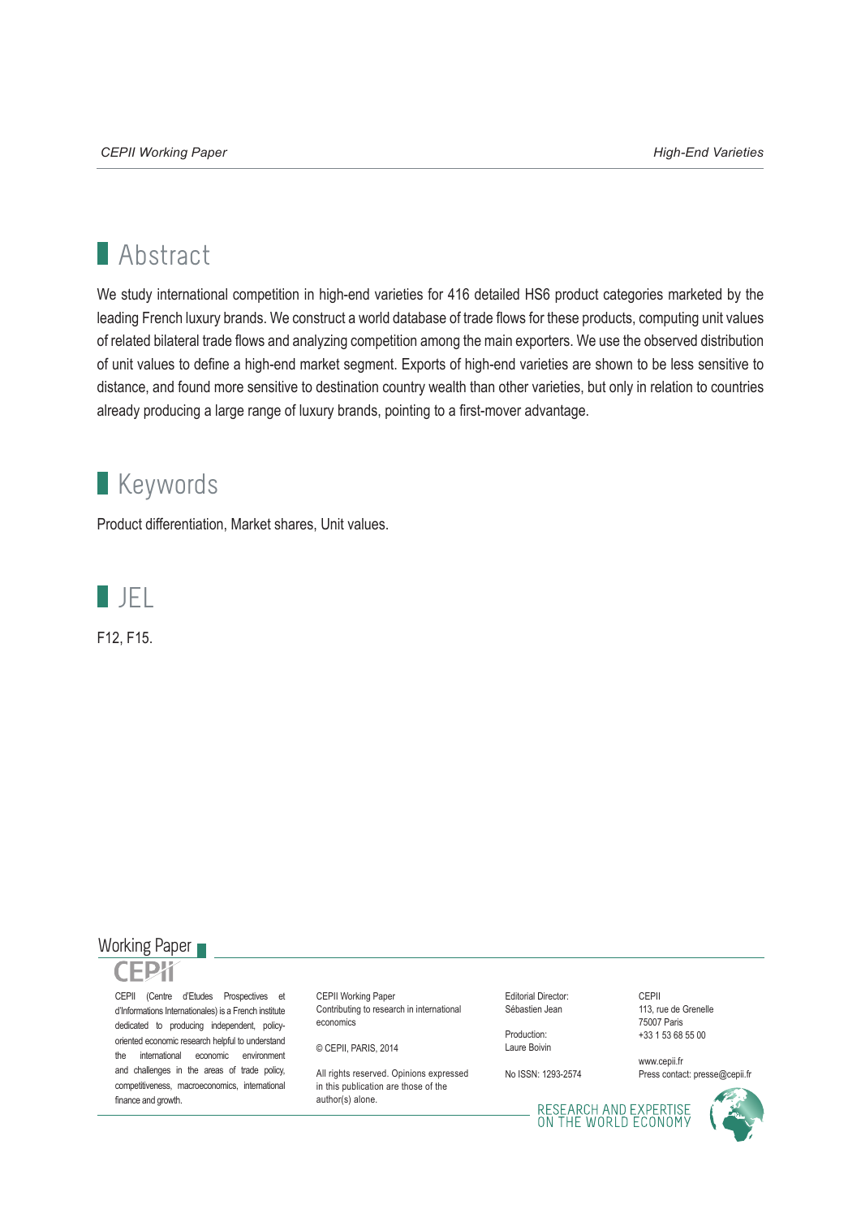## Abstract

We study international competition in high-end varieties for 416 detailed HS6 product categories marketed by the leading French luxury brands. We construct a world database of trade flows for these products, computing unit values of related bilateral trade flows and analyzing competition among the main exporters. We use the observed distribution of unit values to define a high-end market segment. Exports of high-end varieties are shown to be less sensitive to distance, and found more sensitive to destination country wealth than other varieties, but only in relation to countries already producing a large range of luxury brands, pointing to a first-mover advantage.

## Keywords

Product differentiation, Market shares, Unit values.

## JEL

F12, F15.

Working Paper

CEPII

CEPII (Centre d'Etudes Prospectives et d'Informations Internationales) is a French institute dedicated to producing independent, policy-oriented economic research helpful to understand the international economic environment and challenges in the areas of trade policy, competitiveness, macroeconomics, international finance and growth.

CEPII Working Paper
Contributing to research in international economics

© CEPII, PARIS, 2014

All rights reserved. Opinions expressed in this publication are those of the author(s) alone.

Editorial Director:
Sébastien Jean

Production:
Laure Boivin

No ISSN: 1293-2574

CEPII
113, rue de Grenelle
75007 Paris
+33 1 53 68 55 00

www.cepii.fr
Press contact: presse@cepii.fr

RESEARCH AND EXPERTISE ON THE WORLD ECONOMY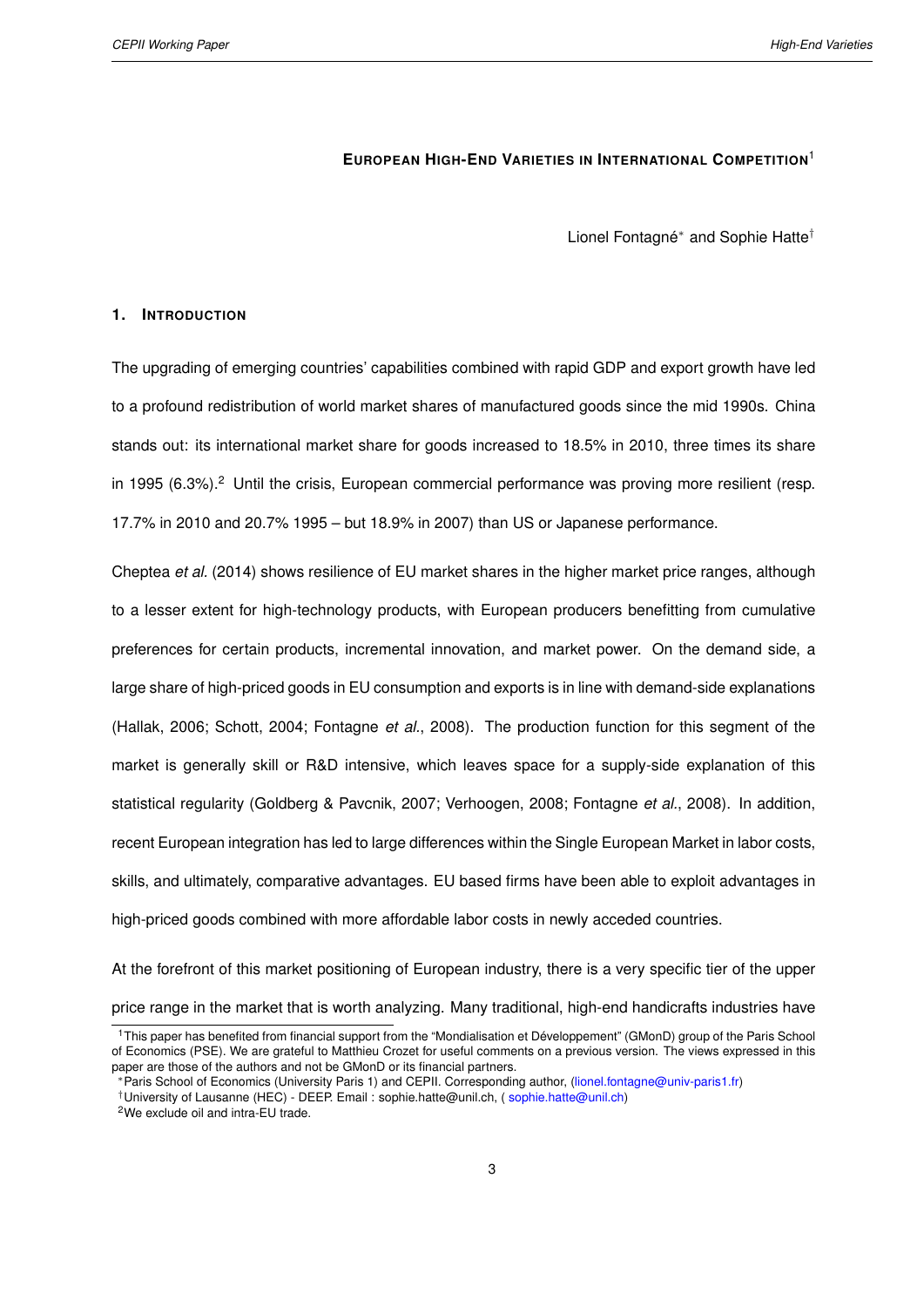# European High-End Varieties in International Competition[1]

Lionel Fontagné* and Sophie Hatte†

## 1. Introduction

The upgrading of emerging countries' capabilities combined with rapid GDP and export growth have led to a profound redistribution of world market shares of manufactured goods since the mid 1990s. China stands out: its international market share for goods increased to 18.5% in 2010, three times its share in 1995 (6.3%).[2] Until the crisis, European commercial performance was proving more resilient (resp. 17.7% in 2010 and 20.7% 1995 – but 18.9% in 2007) than US or Japanese performance.

Cheptea *et al.* (2014) shows resilience of EU market shares in the higher market price ranges, although to a lesser extent for high-technology products, with European producers benefitting from cumulative preferences for certain products, incremental innovation, and market power. On the demand side, a large share of high-priced goods in EU consumption and exports is in line with demand-side explanations (Hallak, 2006; Schott, 2004; Fontagne *et al.*, 2008). The production function for this segment of the market is generally skill or R&D intensive, which leaves space for a supply-side explanation of this statistical regularity (Goldberg & Pavcnik, 2007; Verhoogen, 2008; Fontagne *et al.*, 2008). In addition, recent European integration has led to large differences within the Single European Market in labor costs, skills, and ultimately, comparative advantages. EU based firms have been able to exploit advantages in high-priced goods combined with more affordable labor costs in newly acceded countries.

At the forefront of this market positioning of European industry, there is a very specific tier of the upper price range in the market that is worth analyzing. Many traditional, high-end handicrafts industries have

[1] This paper has benefited from financial support from the "Mondialisation et Développement" (GMonD) group of the Paris School of Economics (PSE). We are grateful to Matthieu Crozet for useful comments on a previous version. The views expressed in this paper are those of the authors and not be GMonD or its financial partners.

*Paris School of Economics (University Paris 1) and CEPII. Corresponding author, (lionel.fontagne@univ-paris1.fr)

†University of Lausanne (HEC) - DEEP. Email : sophie.hatte@unil.ch, ( sophie.hatte@unil.ch)

[2] We exclude oil and intra-EU trade.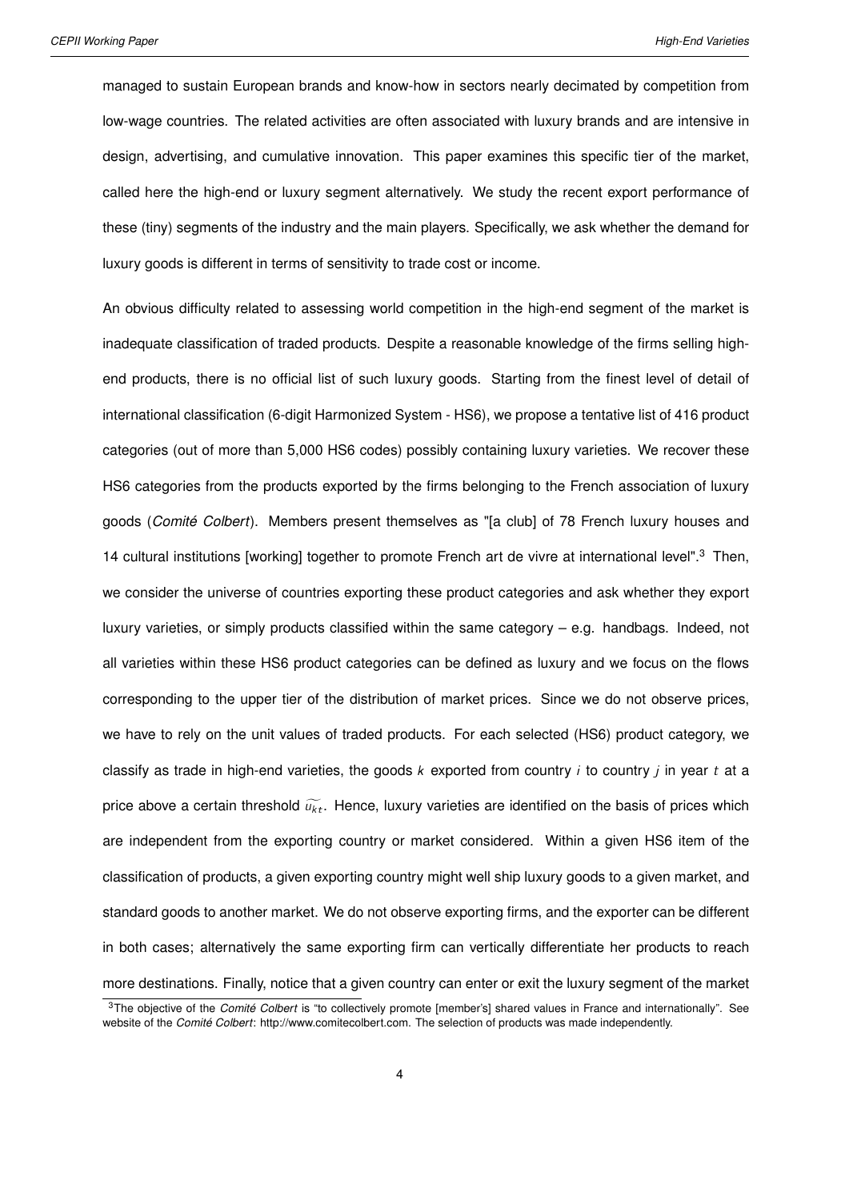managed to sustain European brands and know-how in sectors nearly decimated by competition from low-wage countries. The related activities are often associated with luxury brands and are intensive in design, advertising, and cumulative innovation. This paper examines this specific tier of the market, called here the high-end or luxury segment alternatively. We study the recent export performance of these (tiny) segments of the industry and the main players. Specifically, we ask whether the demand for luxury goods is different in terms of sensitivity to trade cost or income.

An obvious difficulty related to assessing world competition in the high-end segment of the market is inadequate classification of traded products. Despite a reasonable knowledge of the firms selling high-end products, there is no official list of such luxury goods. Starting from the finest level of detail of international classification (6-digit Harmonized System - HS6), we propose a tentative list of 416 product categories (out of more than 5,000 HS6 codes) possibly containing luxury varieties. We recover these HS6 categories from the products exported by the firms belonging to the French association of luxury goods (*Comité Colbert*). Members present themselves as "[a club] of 78 French luxury houses and 14 cultural institutions [working] together to promote French art de vivre at international level".[3] Then, we consider the universe of countries exporting these product categories and ask whether they export luxury varieties, or simply products classified within the same category – e.g. handbags. Indeed, not all varieties within these HS6 product categories can be defined as luxury and we focus on the flows corresponding to the upper tier of the distribution of market prices. Since we do not observe prices, we have to rely on the unit values of traded products. For each selected (HS6) product category, we classify as trade in high-end varieties, the goods $k$ exported from country $i$ to country $j$ in year $t$ at a price above a certain threshold $\widetilde{u_{kt}}$. Hence, luxury varieties are identified on the basis of prices which are independent from the exporting country or market considered. Within a given HS6 item of the classification of products, a given exporting country might well ship luxury goods to a given market, and standard goods to another market. We do not observe exporting firms, and the exporter can be different in both cases; alternatively the same exporting firm can vertically differentiate her products to reach more destinations. Finally, notice that a given country can enter or exit the luxury segment of the market

[3] The objective of the *Comité Colbert* is "to collectively promote [member's] shared values in France and internationally". See website of the *Comité Colbert*: http://www.comitecolbert.com. The selection of products was made independently.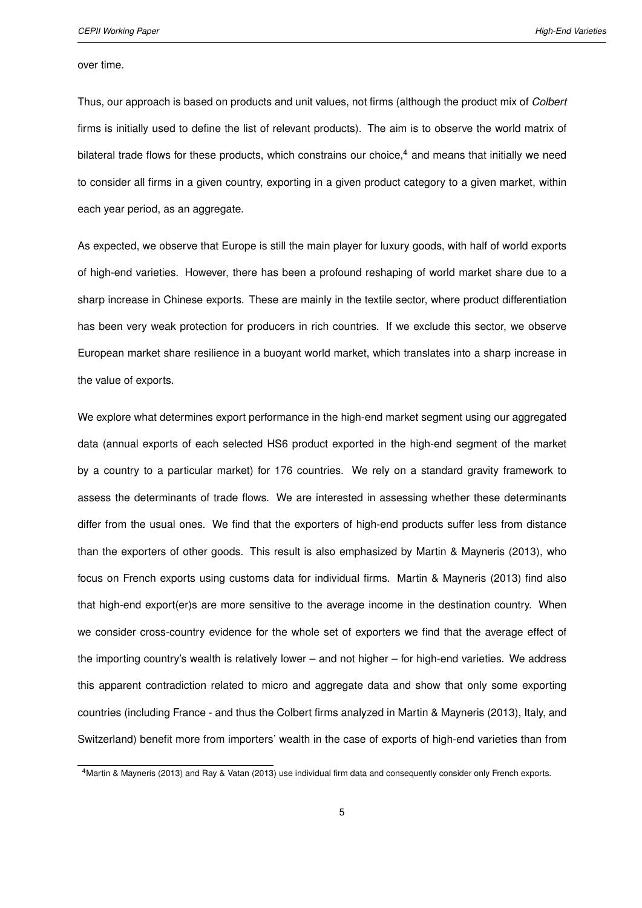over time.

Thus, our approach is based on products and unit values, not firms (although the product mix of *Colbert* firms is initially used to define the list of relevant products). The aim is to observe the world matrix of bilateral trade flows for these products, which constrains our choice,[4] and means that initially we need to consider all firms in a given country, exporting in a given product category to a given market, within each year period, as an aggregate.

As expected, we observe that Europe is still the main player for luxury goods, with half of world exports of high-end varieties. However, there has been a profound reshaping of world market share due to a sharp increase in Chinese exports. These are mainly in the textile sector, where product differentiation has been very weak protection for producers in rich countries. If we exclude this sector, we observe European market share resilience in a buoyant world market, which translates into a sharp increase in the value of exports.

We explore what determines export performance in the high-end market segment using our aggregated data (annual exports of each selected HS6 product exported in the high-end segment of the market by a country to a particular market) for 176 countries. We rely on a standard gravity framework to assess the determinants of trade flows. We are interested in assessing whether these determinants differ from the usual ones. We find that the exporters of high-end products suffer less from distance than the exporters of other goods. This result is also emphasized by Martin & Mayneris (2013), who focus on French exports using customs data for individual firms. Martin & Mayneris (2013) find also that high-end export(er)s are more sensitive to the average income in the destination country. When we consider cross-country evidence for the whole set of exporters we find that the average effect of the importing country's wealth is relatively lower – and not higher – for high-end varieties. We address this apparent contradiction related to micro and aggregate data and show that only some exporting countries (including France - and thus the Colbert firms analyzed in Martin & Mayneris (2013), Italy, and Switzerland) benefit more from importers' wealth in the case of exports of high-end varieties than from

[4] Martin & Mayneris (2013) and Ray & Vatan (2013) use individual firm data and consequently consider only French exports.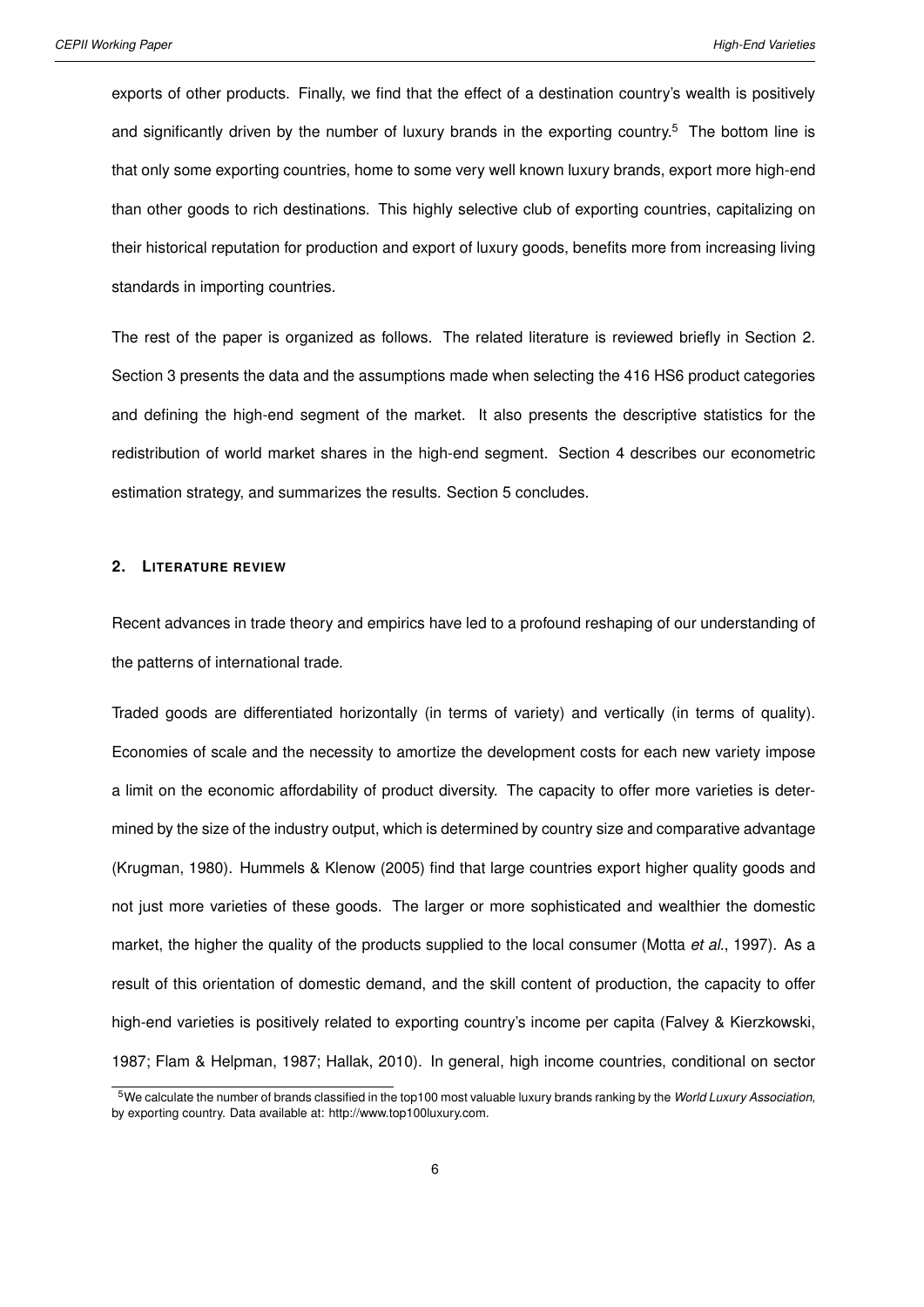exports of other products. Finally, we find that the effect of a destination country's wealth is positively and significantly driven by the number of luxury brands in the exporting country.[5] The bottom line is that only some exporting countries, home to some very well known luxury brands, export more high-end than other goods to rich destinations. This highly selective club of exporting countries, capitalizing on their historical reputation for production and export of luxury goods, benefits more from increasing living standards in importing countries.

The rest of the paper is organized as follows. The related literature is reviewed briefly in Section 2. Section 3 presents the data and the assumptions made when selecting the 416 HS6 product categories and defining the high-end segment of the market. It also presents the descriptive statistics for the redistribution of world market shares in the high-end segment. Section 4 describes our econometric estimation strategy, and summarizes the results. Section 5 concludes.

## 2. LITERATURE REVIEW

Recent advances in trade theory and empirics have led to a profound reshaping of our understanding of the patterns of international trade.

Traded goods are differentiated horizontally (in terms of variety) and vertically (in terms of quality). Economies of scale and the necessity to amortize the development costs for each new variety impose a limit on the economic affordability of product diversity. The capacity to offer more varieties is determined by the size of the industry output, which is determined by country size and comparative advantage (Krugman, 1980). Hummels & Klenow (2005) find that large countries export higher quality goods and not just more varieties of these goods. The larger or more sophisticated and wealthier the domestic market, the higher the quality of the products supplied to the local consumer (Motta *et al.*, 1997). As a result of this orientation of domestic demand, and the skill content of production, the capacity to offer high-end varieties is positively related to exporting country's income per capita (Falvey & Kierzkowski, 1987; Flam & Helpman, 1987; Hallak, 2010). In general, high income countries, conditional on sector

[5] We calculate the number of brands classified in the top100 most valuable luxury brands ranking by the *World Luxury Association*, by exporting country. Data available at: http://www.top100luxury.com.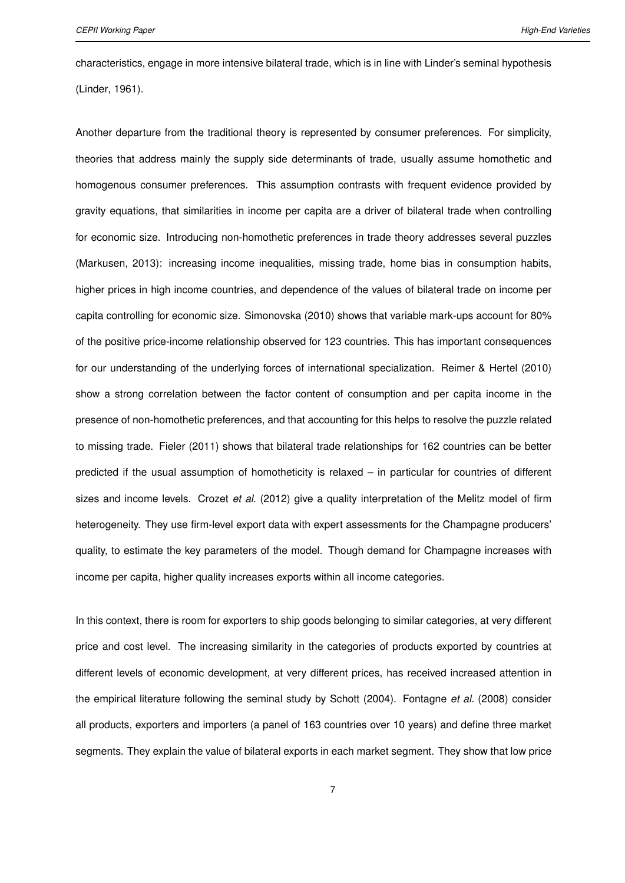characteristics, engage in more intensive bilateral trade, which is in line with Linder's seminal hypothesis (Linder, 1961).

Another departure from the traditional theory is represented by consumer preferences. For simplicity, theories that address mainly the supply side determinants of trade, usually assume homothetic and homogenous consumer preferences. This assumption contrasts with frequent evidence provided by gravity equations, that similarities in income per capita are a driver of bilateral trade when controlling for economic size. Introducing non-homothetic preferences in trade theory addresses several puzzles (Markusen, 2013): increasing income inequalities, missing trade, home bias in consumption habits, higher prices in high income countries, and dependence of the values of bilateral trade on income per capita controlling for economic size. Simonovska (2010) shows that variable mark-ups account for 80% of the positive price-income relationship observed for 123 countries. This has important consequences for our understanding of the underlying forces of international specialization. Reimer & Hertel (2010) show a strong correlation between the factor content of consumption and per capita income in the presence of non-homothetic preferences, and that accounting for this helps to resolve the puzzle related to missing trade. Fieler (2011) shows that bilateral trade relationships for 162 countries can be better predicted if the usual assumption of homotheticity is relaxed – in particular for countries of different sizes and income levels. Crozet *et al.* (2012) give a quality interpretation of the Melitz model of firm heterogeneity. They use firm-level export data with expert assessments for the Champagne producers' quality, to estimate the key parameters of the model. Though demand for Champagne increases with income per capita, higher quality increases exports within all income categories.

In this context, there is room for exporters to ship goods belonging to similar categories, at very different price and cost level. The increasing similarity in the categories of products exported by countries at different levels of economic development, at very different prices, has received increased attention in the empirical literature following the seminal study by Schott (2004). Fontagne *et al.* (2008) consider all products, exporters and importers (a panel of 163 countries over 10 years) and define three market segments. They explain the value of bilateral exports in each market segment. They show that low price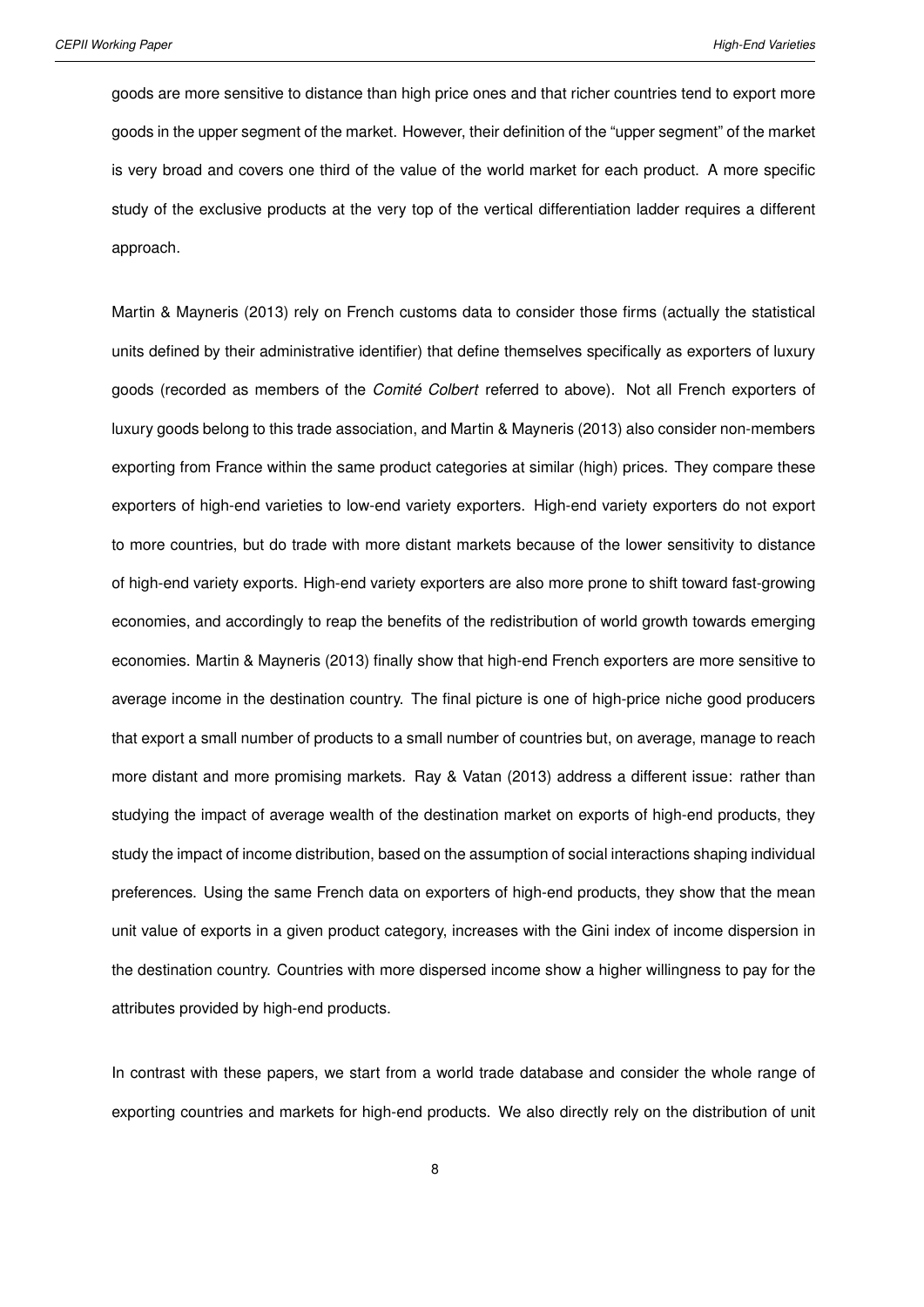goods are more sensitive to distance than high price ones and that richer countries tend to export more goods in the upper segment of the market. However, their definition of the "upper segment" of the market is very broad and covers one third of the value of the world market for each product. A more specific study of the exclusive products at the very top of the vertical differentiation ladder requires a different approach.

Martin & Mayneris (2013) rely on French customs data to consider those firms (actually the statistical units defined by their administrative identifier) that define themselves specifically as exporters of luxury goods (recorded as members of the *Comité Colbert* referred to above). Not all French exporters of luxury goods belong to this trade association, and Martin & Mayneris (2013) also consider non-members exporting from France within the same product categories at similar (high) prices. They compare these exporters of high-end varieties to low-end variety exporters. High-end variety exporters do not export to more countries, but do trade with more distant markets because of the lower sensitivity to distance of high-end variety exports. High-end variety exporters are also more prone to shift toward fast-growing economies, and accordingly to reap the benefits of the redistribution of world growth towards emerging economies. Martin & Mayneris (2013) finally show that high-end French exporters are more sensitive to average income in the destination country. The final picture is one of high-price niche good producers that export a small number of products to a small number of countries but, on average, manage to reach more distant and more promising markets. Ray & Vatan (2013) address a different issue: rather than studying the impact of average wealth of the destination market on exports of high-end products, they study the impact of income distribution, based on the assumption of social interactions shaping individual preferences. Using the same French data on exporters of high-end products, they show that the mean unit value of exports in a given product category, increases with the Gini index of income dispersion in the destination country. Countries with more dispersed income show a higher willingness to pay for the attributes provided by high-end products.

In contrast with these papers, we start from a world trade database and consider the whole range of exporting countries and markets for high-end products. We also directly rely on the distribution of unit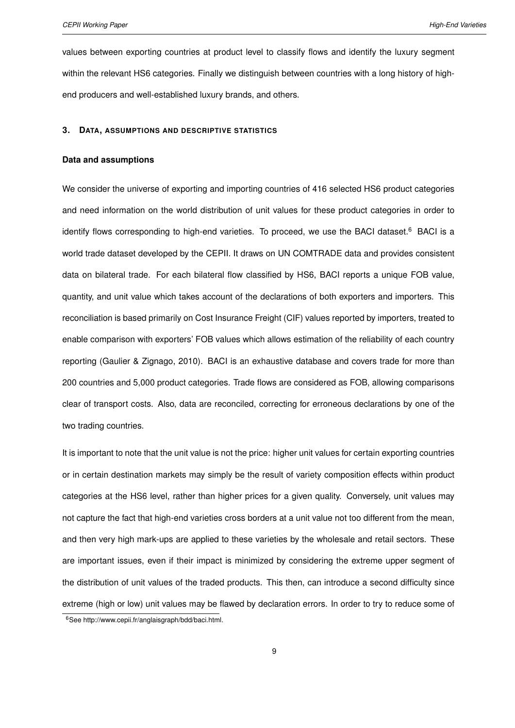values between exporting countries at product level to classify flows and identify the luxury segment within the relevant HS6 categories. Finally we distinguish between countries with a long history of high-end producers and well-established luxury brands, and others.

## 3. Data, assumptions and descriptive statistics

### Data and assumptions

We consider the universe of exporting and importing countries of 416 selected HS6 product categories and need information on the world distribution of unit values for these product categories in order to identify flows corresponding to high-end varieties. To proceed, we use the BACI dataset.[6] BACI is a world trade dataset developed by the CEPII. It draws on UN COMTRADE data and provides consistent data on bilateral trade. For each bilateral flow classified by HS6, BACI reports a unique FOB value, quantity, and unit value which takes account of the declarations of both exporters and importers. This reconciliation is based primarily on Cost Insurance Freight (CIF) values reported by importers, treated to enable comparison with exporters' FOB values which allows estimation of the reliability of each country reporting (Gaulier & Zignago, 2010). BACI is an exhaustive database and covers trade for more than 200 countries and 5,000 product categories. Trade flows are considered as FOB, allowing comparisons clear of transport costs. Also, data are reconciled, correcting for erroneous declarations by one of the two trading countries.

It is important to note that the unit value is not the price: higher unit values for certain exporting countries or in certain destination markets may simply be the result of variety composition effects within product categories at the HS6 level, rather than higher prices for a given quality. Conversely, unit values may not capture the fact that high-end varieties cross borders at a unit value not too different from the mean, and then very high mark-ups are applied to these varieties by the wholesale and retail sectors. These are important issues, even if their impact is minimized by considering the extreme upper segment of the distribution of unit values of the traded products. This then, can introduce a second difficulty since extreme (high or low) unit values may be flawed by declaration errors. In order to try to reduce some of

[6] See http://www.cepii.fr/anglaisgraph/bdd/baci.html.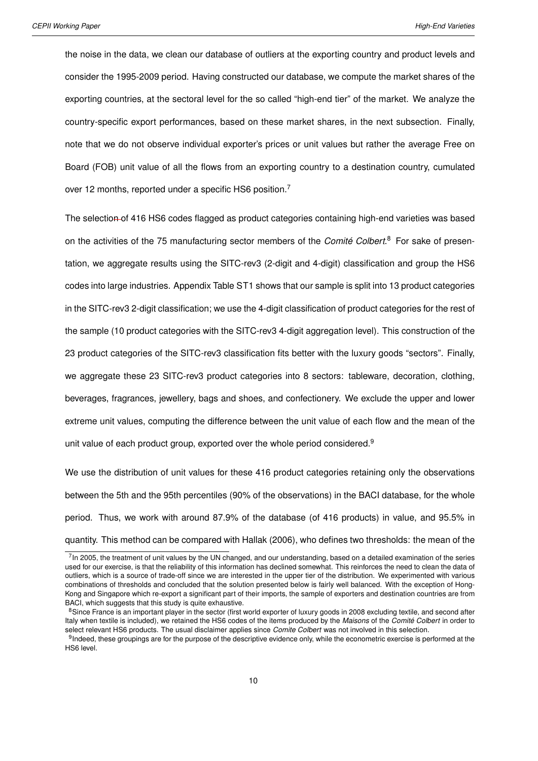the noise in the data, we clean our database of outliers at the exporting country and product levels and consider the 1995-2009 period. Having constructed our database, we compute the market shares of the exporting countries, at the sectoral level for the so called "high-end tier" of the market. We analyze the country-specific export performances, based on these market shares, in the next subsection. Finally, note that we do not observe individual exporter's prices or unit values but rather the average Free on Board (FOB) unit value of all the flows from an exporting country to a destination country, cumulated over 12 months, reported under a specific HS6 position.[7]

The selection of 416 HS6 codes flagged as product categories containing high-end varieties was based on the activities of the 75 manufacturing sector members of the *Comité Colbert*.[8] For sake of presentation, we aggregate results using the SITC-rev3 (2-digit and 4-digit) classification and group the HS6 codes into large industries. Appendix Table ST1 shows that our sample is split into 13 product categories in the SITC-rev3 2-digit classification; we use the 4-digit classification of product categories for the rest of the sample (10 product categories with the SITC-rev3 4-digit aggregation level). This construction of the 23 product categories of the SITC-rev3 classification fits better with the luxury goods "sectors". Finally, we aggregate these 23 SITC-rev3 product categories into 8 sectors: tableware, decoration, clothing, beverages, fragrances, jewellery, bags and shoes, and confectionery. We exclude the upper and lower extreme unit values, computing the difference between the unit value of each flow and the mean of the unit value of each product group, exported over the whole period considered.[9]

We use the distribution of unit values for these 416 product categories retaining only the observations between the 5th and the 95th percentiles (90% of the observations) in the BACI database, for the whole period. Thus, we work with around 87.9% of the database (of 416 products) in value, and 95.5% in quantity. This method can be compared with Hallak (2006), who defines two thresholds: the mean of the

[7] In 2005, the treatment of unit values by the UN changed, and our understanding, based on a detailed examination of the series used for our exercise, is that the reliability of this information has declined somewhat. This reinforces the need to clean the data of outliers, which is a source of trade-off since we are interested in the upper tier of the distribution. We experimented with various combinations of thresholds and concluded that the solution presented below is fairly well balanced. With the exception of Hong-Kong and Singapore which re-export a significant part of their imports, the sample of exporters and destination countries are from BACI, which suggests that this study is quite exhaustive.

[8] Since France is an important player in the sector (first world exporter of luxury goods in 2008 excluding textile, and second after Italy when textile is included), we retained the HS6 codes of the items produced by the *Maisons* of the *Comité Colbert* in order to select relevant HS6 products. The usual disclaimer applies since *Comite Colbert* was not involved in this selection.

[9] Indeed, these groupings are for the purpose of the descriptive evidence only, while the econometric exercise is performed at the HS6 level.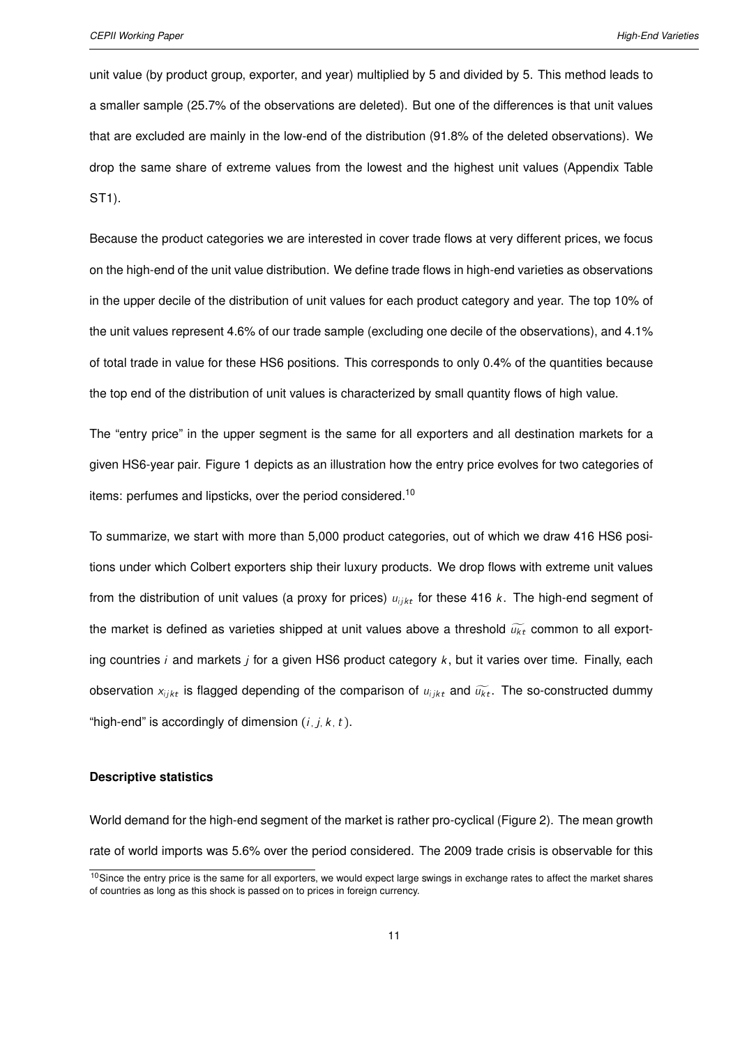unit value (by product group, exporter, and year) multiplied by 5 and divided by 5. This method leads to a smaller sample (25.7% of the observations are deleted). But one of the differences is that unit values that are excluded are mainly in the low-end of the distribution (91.8% of the deleted observations). We drop the same share of extreme values from the lowest and the highest unit values (Appendix Table ST1).

Because the product categories we are interested in cover trade flows at very different prices, we focus on the high-end of the unit value distribution. We define trade flows in high-end varieties as observations in the upper decile of the distribution of unit values for each product category and year. The top 10% of the unit values represent 4.6% of our trade sample (excluding one decile of the observations), and 4.1% of total trade in value for these HS6 positions. This corresponds to only 0.4% of the quantities because the top end of the distribution of unit values is characterized by small quantity flows of high value.

The "entry price" in the upper segment is the same for all exporters and all destination markets for a given HS6-year pair. Figure 1 depicts as an illustration how the entry price evolves for two categories of items: perfumes and lipsticks, over the period considered.[10]

To summarize, we start with more than 5,000 product categories, out of which we draw 416 HS6 positions under which Colbert exporters ship their luxury products. We drop flows with extreme unit values from the distribution of unit values (a proxy for prices) $u_{ijkt}$ for these 416 $k$. The high-end segment of the market is defined as varieties shipped at unit values above a threshold $\widetilde{u_{kt}}$ common to all exporting countries $i$ and markets $j$ for a given HS6 product category $k$, but it varies over time. Finally, each observation $x_{ijkt}$ is flagged depending of the comparison of $u_{ijkt}$ and $\widetilde{u_{kt}}$. The so-constructed dummy "high-end" is accordingly of dimension $(i, j, k, t)$.

**Descriptive statistics**

World demand for the high-end segment of the market is rather pro-cyclical (Figure 2). The mean growth rate of world imports was 5.6% over the period considered. The 2009 trade crisis is observable for this

[10] Since the entry price is the same for all exporters, we would expect large swings in exchange rates to affect the market shares of countries as long as this shock is passed on to prices in foreign currency.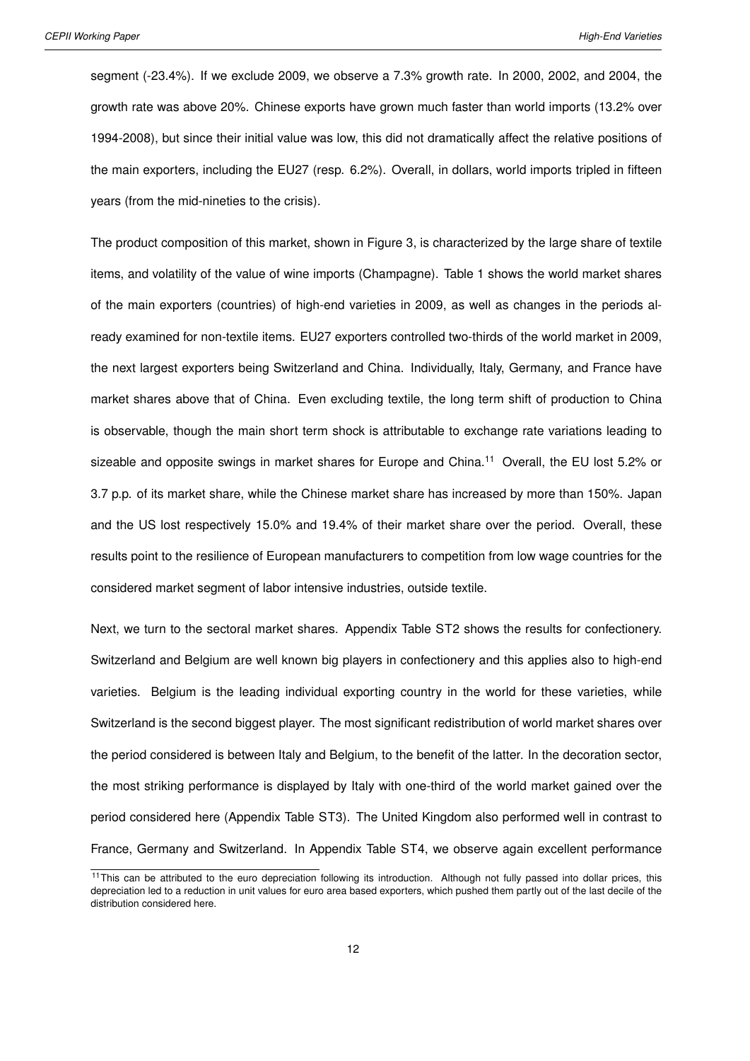segment (-23.4%). If we exclude 2009, we observe a 7.3% growth rate. In 2000, 2002, and 2004, the growth rate was above 20%. Chinese exports have grown much faster than world imports (13.2% over 1994-2008), but since their initial value was low, this did not dramatically affect the relative positions of the main exporters, including the EU27 (resp. 6.2%). Overall, in dollars, world imports tripled in fifteen years (from the mid-nineties to the crisis).

The product composition of this market, shown in Figure 3, is characterized by the large share of textile items, and volatility of the value of wine imports (Champagne). Table 1 shows the world market shares of the main exporters (countries) of high-end varieties in 2009, as well as changes in the periods already examined for non-textile items. EU27 exporters controlled two-thirds of the world market in 2009, the next largest exporters being Switzerland and China. Individually, Italy, Germany, and France have market shares above that of China. Even excluding textile, the long term shift of production to China is observable, though the main short term shock is attributable to exchange rate variations leading to sizeable and opposite swings in market shares for Europe and China.[11] Overall, the EU lost 5.2% or 3.7 p.p. of its market share, while the Chinese market share has increased by more than 150%. Japan and the US lost respectively 15.0% and 19.4% of their market share over the period. Overall, these results point to the resilience of European manufacturers to competition from low wage countries for the considered market segment of labor intensive industries, outside textile.

Next, we turn to the sectoral market shares. Appendix Table ST2 shows the results for confectionery. Switzerland and Belgium are well known big players in confectionery and this applies also to high-end varieties. Belgium is the leading individual exporting country in the world for these varieties, while Switzerland is the second biggest player. The most significant redistribution of world market shares over the period considered is between Italy and Belgium, to the benefit of the latter. In the decoration sector, the most striking performance is displayed by Italy with one-third of the world market gained over the period considered here (Appendix Table ST3). The United Kingdom also performed well in contrast to France, Germany and Switzerland. In Appendix Table ST4, we observe again excellent performance

[11] This can be attributed to the euro depreciation following its introduction. Although not fully passed into dollar prices, this depreciation led to a reduction in unit values for euro area based exporters, which pushed them partly out of the last decile of the distribution considered here.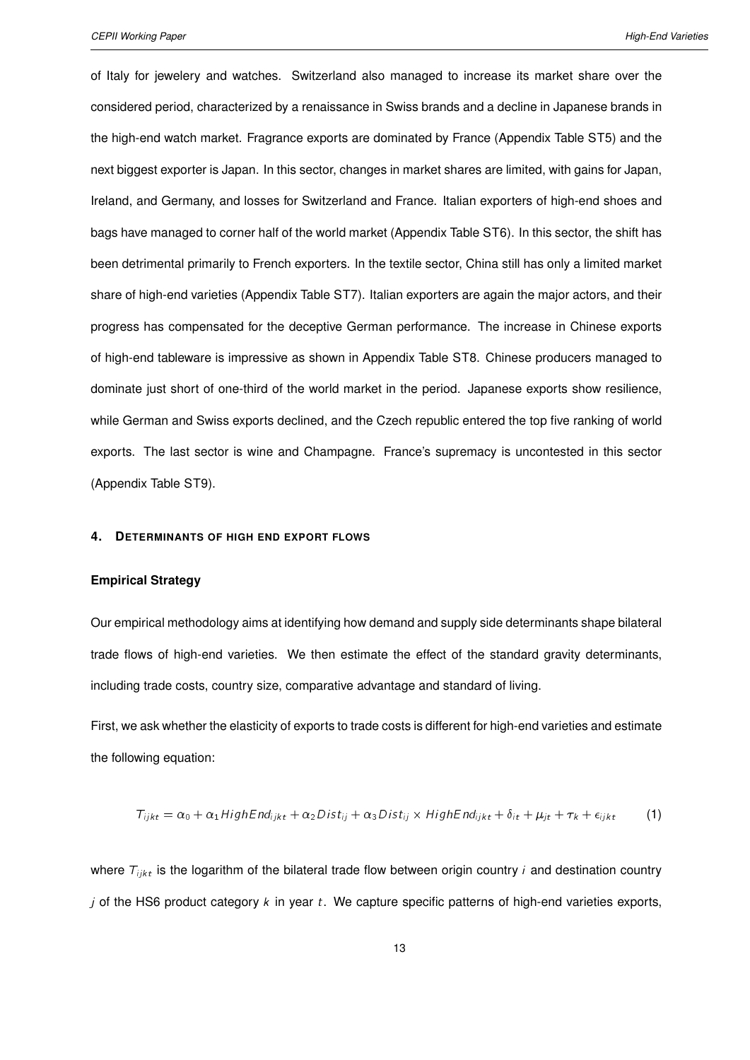of Italy for jewelery and watches. Switzerland also managed to increase its market share over the considered period, characterized by a renaissance in Swiss brands and a decline in Japanese brands in the high-end watch market. Fragrance exports are dominated by France (Appendix Table ST5) and the next biggest exporter is Japan. In this sector, changes in market shares are limited, with gains for Japan, Ireland, and Germany, and losses for Switzerland and France. Italian exporters of high-end shoes and bags have managed to corner half of the world market (Appendix Table ST6). In this sector, the shift has been detrimental primarily to French exporters. In the textile sector, China still has only a limited market share of high-end varieties (Appendix Table ST7). Italian exporters are again the major actors, and their progress has compensated for the deceptive German performance. The increase in Chinese exports of high-end tableware is impressive as shown in Appendix Table ST8. Chinese producers managed to dominate just short of one-third of the world market in the period. Japanese exports show resilience, while German and Swiss exports declined, and the Czech republic entered the top five ranking of world exports. The last sector is wine and Champagne. France's supremacy is uncontested in this sector (Appendix Table ST9).

## 4. Determinants of high end export flows

### Empirical Strategy

Our empirical methodology aims at identifying how demand and supply side determinants shape bilateral trade flows of high-end varieties. We then estimate the effect of the standard gravity determinants, including trade costs, country size, comparative advantage and standard of living.

First, we ask whether the elasticity of exports to trade costs is different for high-end varieties and estimate the following equation:

$$T_{ijkt} = \alpha_0 + \alpha_1 HighEnd_{ijkt} + \alpha_2 Dist_{ij} + \alpha_3 Dist_{ij} \times HighEnd_{ijkt} + \delta_{it} + \mu_{jt} + \tau_k + \epsilon_{ijkt} \qquad (1)$$

where $T_{ijkt}$ is the logarithm of the bilateral trade flow between origin country $i$ and destination country $j$ of the HS6 product category $k$ in year $t$. We capture specific patterns of high-end varieties exports,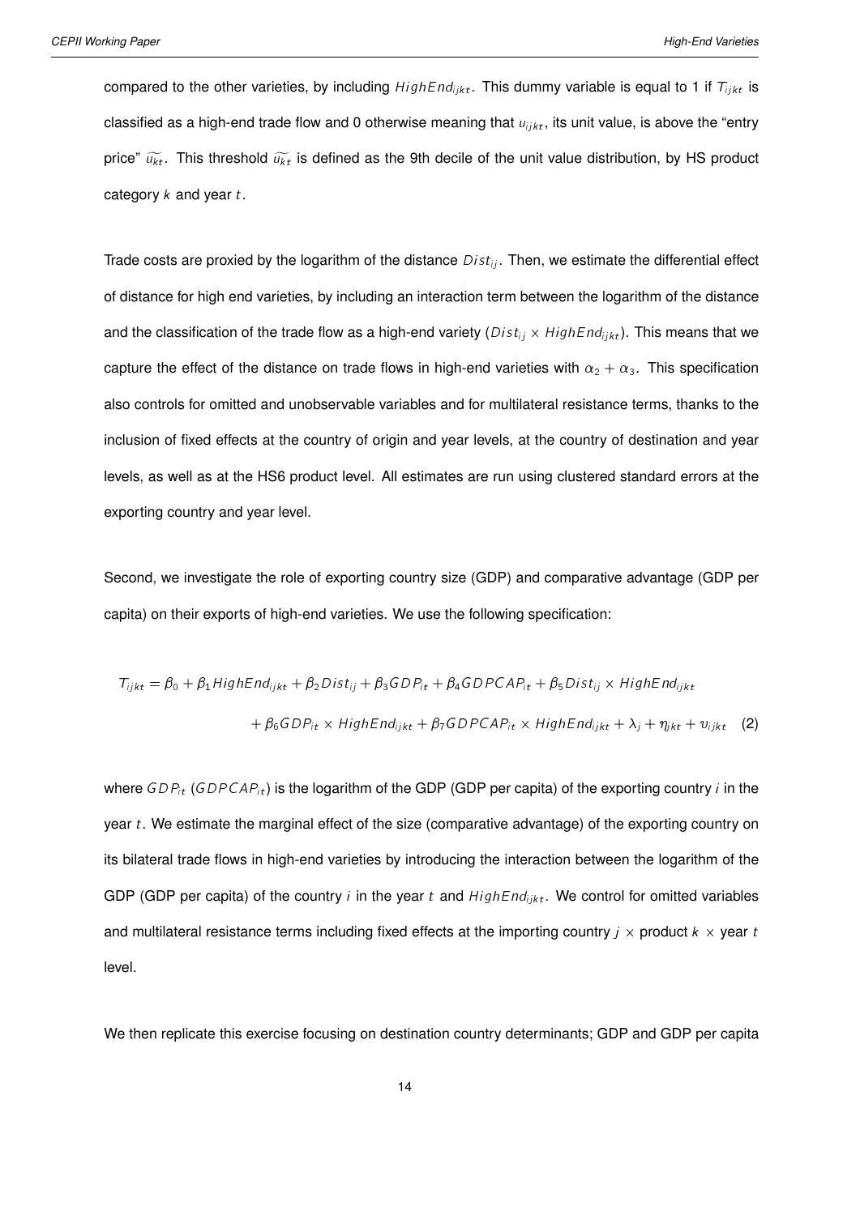compared to the other varieties, by including $HighEnd_{ijkt}$. This dummy variable is equal to 1 if $T_{ijkt}$ is classified as a high-end trade flow and 0 otherwise meaning that $u_{ijkt}$, its unit value, is above the "entry price" $\widetilde{u_{kt}}$. This threshold $\widetilde{u_{kt}}$ is defined as the 9th decile of the unit value distribution, by HS product category $k$ and year $t$.

Trade costs are proxied by the logarithm of the distance $Dist_{ij}$. Then, we estimate the differential effect of distance for high end varieties, by including an interaction term between the logarithm of the distance and the classification of the trade flow as a high-end variety ($Dist_{ij} \times HighEnd_{ijkt}$). This means that we capture the effect of the distance on trade flows in high-end varieties with $\alpha_2 + \alpha_3$. This specification also controls for omitted and unobservable variables and for multilateral resistance terms, thanks to the inclusion of fixed effects at the country of origin and year levels, at the country of destination and year levels, as well as at the HS6 product level. All estimates are run using clustered standard errors at the exporting country and year level.

Second, we investigate the role of exporting country size (GDP) and comparative advantage (GDP per capita) on their exports of high-end varieties. We use the following specification:

$$
\begin{aligned}
T_{ijkt} = \beta_0 + \beta_1 HighEnd_{ijkt} + \beta_2 Dist_{ij} + \beta_3 GDP_{it} + \beta_4 GDPCAP_{it} + \beta_5 Dist_{ij} \times HighEnd_{ijkt} \\
+ \beta_6 GDP_{it} \times HighEnd_{ijkt} + \beta_7 GDPCAP_{it} \times HighEnd_{ijkt} + \lambda_j + \eta_{jkt} + \upsilon_{ijkt} \quad (2)
\end{aligned}
$$

where $GDP_{it}$ ($GDPCAP_{it}$) is the logarithm of the GDP (GDP per capita) of the exporting country $i$ in the year $t$. We estimate the marginal effect of the size (comparative advantage) of the exporting country on its bilateral trade flows in high-end varieties by introducing the interaction between the logarithm of the GDP (GDP per capita) of the country $i$ in the year $t$ and $HighEnd_{ijkt}$. We control for omitted variables and multilateral resistance terms including fixed effects at the importing country $j$ × product $k$ × year $t$ level.

We then replicate this exercise focusing on destination country determinants; GDP and GDP per capita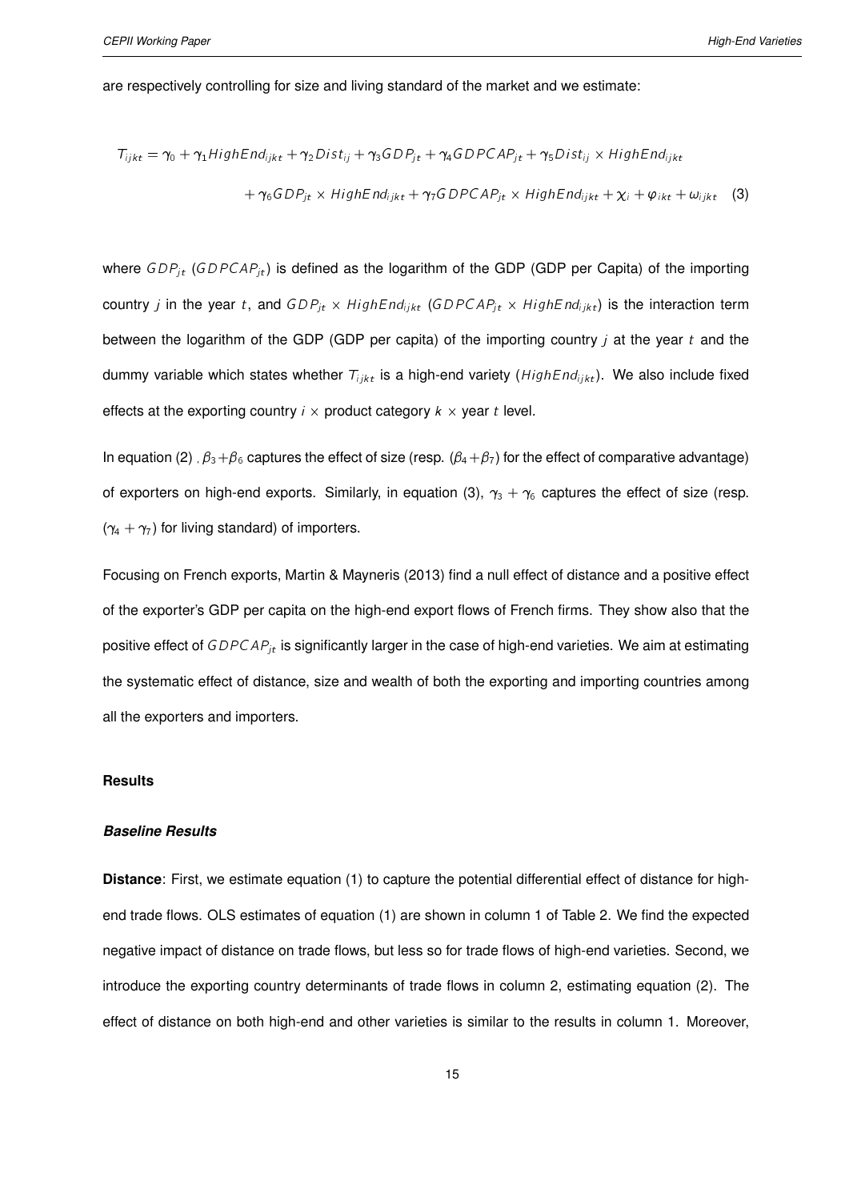are respectively controlling for size and living standard of the market and we estimate:

$$T_{ijkt} = \gamma_0 + \gamma_1 HighEnd_{ijkt} + \gamma_2 Dist_{ij} + \gamma_3 GDP_{jt} + \gamma_4 GDPCAP_{jt} + \gamma_5 Dist_{ij} \times HighEnd_{ijkt}$$
$$+ \gamma_6 GDP_{jt} \times HighEnd_{ijkt} + \gamma_7 GDPCAP_{jt} \times HighEnd_{ijkt} + \chi_i + \varphi_{ikt} + \omega_{ijkt} \quad (3)$$

where $GDP_{jt}$ ($GDPCAP_{jt}$) is defined as the logarithm of the GDP (GDP per Capita) of the importing country $j$ in the year $t$, and $GDP_{jt} \times HighEnd_{ijkt}$ ($GDPCAP_{jt} \times HighEnd_{ijkt}$) is the interaction term between the logarithm of the GDP (GDP per capita) of the importing country $j$ at the year $t$ and the dummy variable which states whether $T_{ijkt}$ is a high-end variety ($HighEnd_{ijkt}$). We also include fixed effects at the exporting country $i \times$ product category $k \times$ year $t$ level.

In equation (2) , $\beta_3+\beta_6$ captures the effect of size (resp. ($\beta_4+\beta_7$) for the effect of comparative advantage) of exporters on high-end exports. Similarly, in equation (3), $\gamma_3 + \gamma_6$ captures the effect of size (resp. ($\gamma_4 + \gamma_7$) for living standard) of importers.

Focusing on French exports, Martin & Mayneris (2013) find a null effect of distance and a positive effect of the exporter's GDP per capita on the high-end export flows of French firms. They show also that the positive effect of $GDPCAP_{jt}$ is significantly larger in the case of high-end varieties. We aim at estimating the systematic effect of distance, size and wealth of both the exporting and importing countries among all the exporters and importers.

### Results

#### *Baseline Results*

**Distance**: First, we estimate equation (1) to capture the potential differential effect of distance for high-end trade flows. OLS estimates of equation (1) are shown in column 1 of Table 2. We find the expected negative impact of distance on trade flows, but less so for trade flows of high-end varieties. Second, we introduce the exporting country determinants of trade flows in column 2, estimating equation (2). The effect of distance on both high-end and other varieties is similar to the results in column 1. Moreover,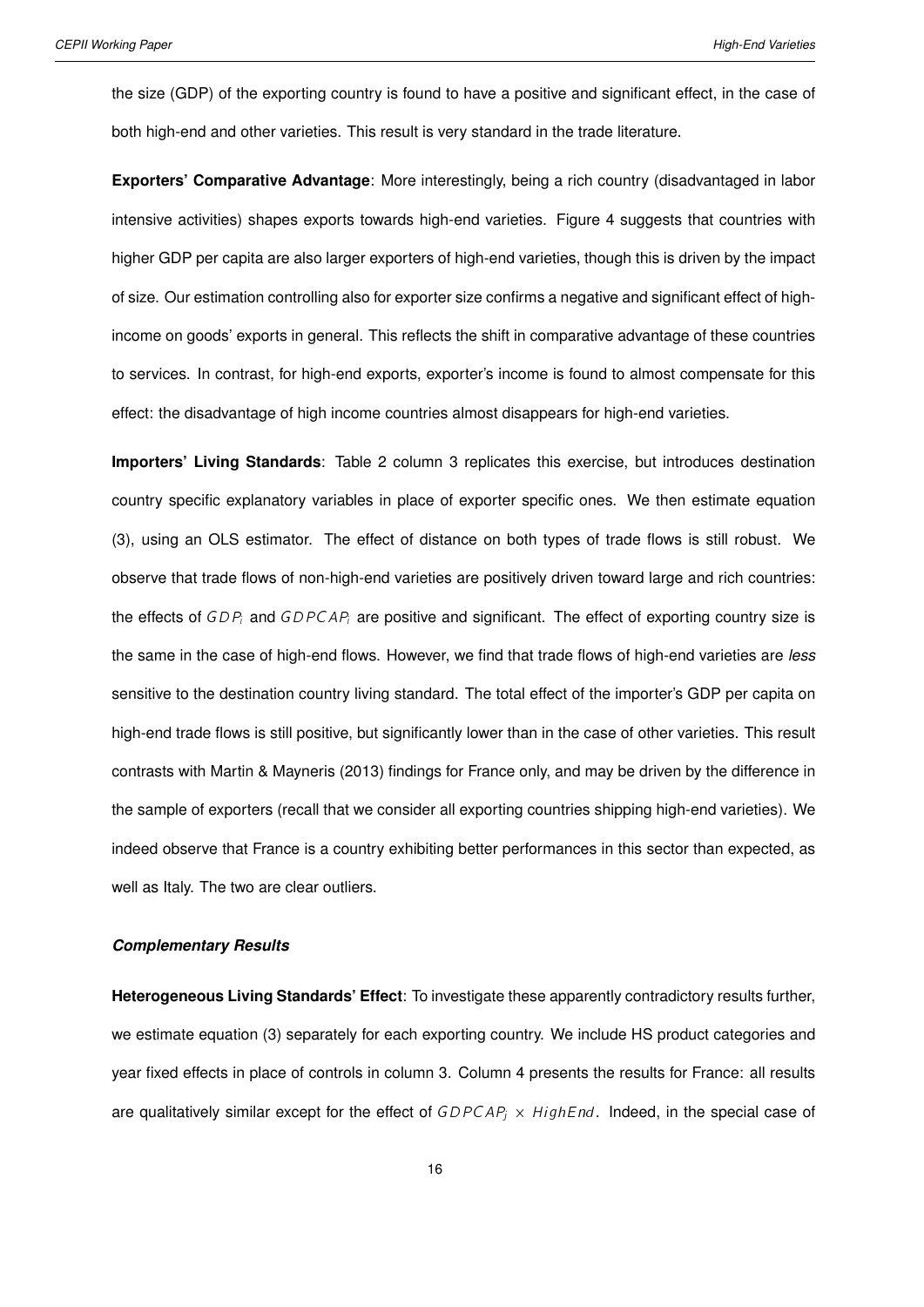the size (GDP) of the exporting country is found to have a positive and significant effect, in the case of both high-end and other varieties. This result is very standard in the trade literature.

**Exporters' Comparative Advantage**: More interestingly, being a rich country (disadvantaged in labor intensive activities) shapes exports towards high-end varieties. Figure 4 suggests that countries with higher GDP per capita are also larger exporters of high-end varieties, though this is driven by the impact of size. Our estimation controlling also for exporter size confirms a negative and significant effect of high-income on goods' exports in general. This reflects the shift in comparative advantage of these countries to services. In contrast, for high-end exports, exporter's income is found to almost compensate for this effect: the disadvantage of high income countries almost disappears for high-end varieties.

**Importers' Living Standards**: Table 2 column 3 replicates this exercise, but introduces destination country specific explanatory variables in place of exporter specific ones. We then estimate equation (3), using an OLS estimator. The effect of distance on both types of trade flows is still robust. We observe that trade flows of non-high-end varieties are positively driven toward large and rich countries: the effects of $GDP_i$ and $GDPCAP_i$ are positive and significant. The effect of exporting country size is the same in the case of high-end flows. However, we find that trade flows of high-end varieties are *less* sensitive to the destination country living standard. The total effect of the importer's GDP per capita on high-end trade flows is still positive, but significantly lower than in the case of other varieties. This result contrasts with Martin & Mayneris (2013) findings for France only, and may be driven by the difference in the sample of exporters (recall that we consider all exporting countries shipping high-end varieties). We indeed observe that France is a country exhibiting better performances in this sector than expected, as well as Italy. The two are clear outliers.

***Complementary Results***

**Heterogeneous Living Standards' Effect**: To investigate these apparently contradictory results further, we estimate equation (3) separately for each exporting country. We include HS product categories and year fixed effects in place of controls in column 3. Column 4 presents the results for France: all results are qualitatively similar except for the effect of $GDPCAP_j \times HighEnd$. Indeed, in the special case of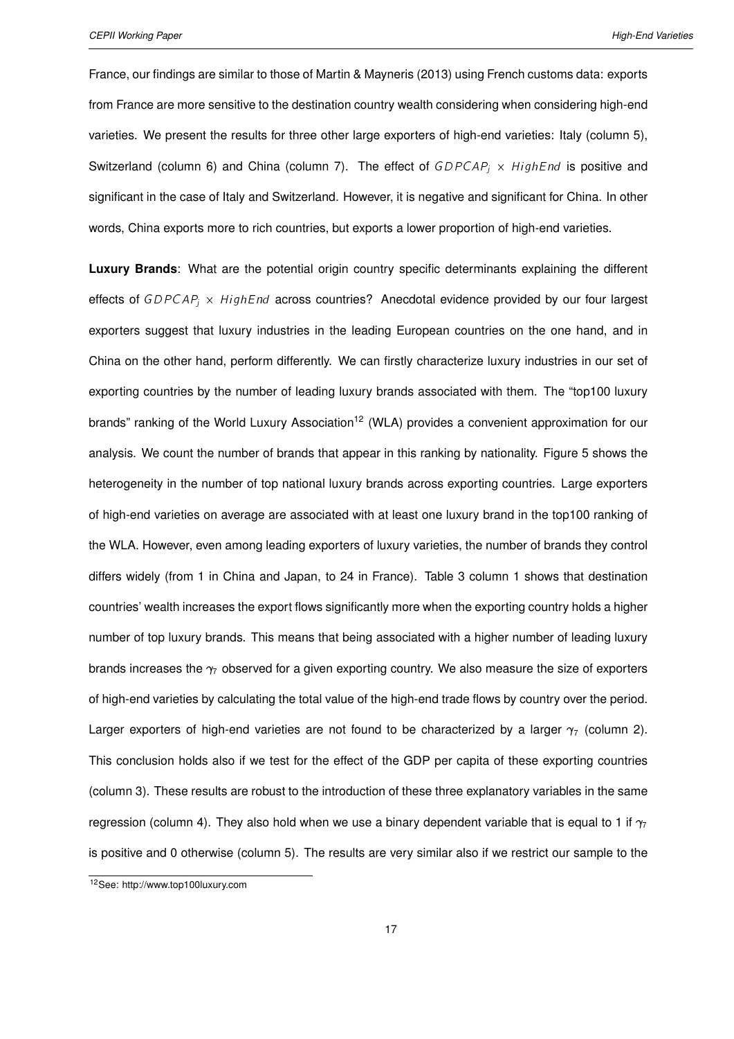France, our findings are similar to those of Martin & Mayneris (2013) using French customs data: exports from France are more sensitive to the destination country wealth considering when considering high-end varieties. We present the results for three other large exporters of high-end varieties: Italy (column 5), Switzerland (column 6) and China (column 7). The effect of $GDPCAP_j \times HighEnd$ is positive and significant in the case of Italy and Switzerland. However, it is negative and significant for China. In other words, China exports more to rich countries, but exports a lower proportion of high-end varieties.

**Luxury Brands**: What are the potential origin country specific determinants explaining the different effects of $GDPCAP_j \times HighEnd$ across countries? Anecdotal evidence provided by our four largest exporters suggest that luxury industries in the leading European countries on the one hand, and in China on the other hand, perform differently. We can firstly characterize luxury industries in our set of exporting countries by the number of leading luxury brands associated with them. The "top100 luxury brands" ranking of the World Luxury Association[12] (WLA) provides a convenient approximation for our analysis. We count the number of brands that appear in this ranking by nationality. Figure 5 shows the heterogeneity in the number of top national luxury brands across exporting countries. Large exporters of high-end varieties on average are associated with at least one luxury brand in the top100 ranking of the WLA. However, even among leading exporters of luxury varieties, the number of brands they control differs widely (from 1 in China and Japan, to 24 in France). Table 3 column 1 shows that destination countries' wealth increases the export flows significantly more when the exporting country holds a higher number of top luxury brands. This means that being associated with a higher number of leading luxury brands increases the $\gamma_7$ observed for a given exporting country. We also measure the size of exporters of high-end varieties by calculating the total value of the high-end trade flows by country over the period. Larger exporters of high-end varieties are not found to be characterized by a larger $\gamma_7$ (column 2). This conclusion holds also if we test for the effect of the GDP per capita of these exporting countries (column 3). These results are robust to the introduction of these three explanatory variables in the same regression (column 4). They also hold when we use a binary dependent variable that is equal to 1 if $\gamma_7$ is positive and 0 otherwise (column 5). The results are very similar also if we restrict our sample to the

[12] See: http://www.top100luxury.com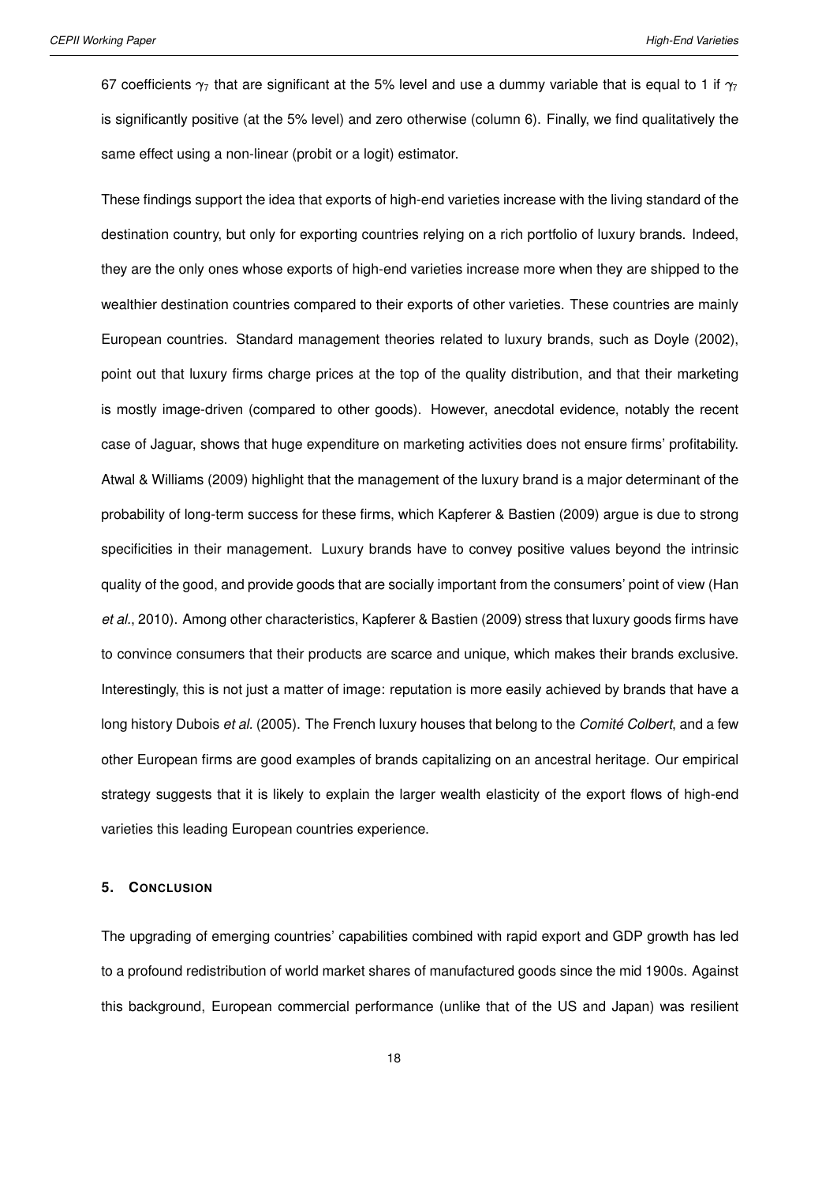67 coefficients $\gamma_7$ that are significant at the 5% level and use a dummy variable that is equal to 1 if $\gamma_7$ is significantly positive (at the 5% level) and zero otherwise (column 6). Finally, we find qualitatively the same effect using a non-linear (probit or a logit) estimator.

These findings support the idea that exports of high-end varieties increase with the living standard of the destination country, but only for exporting countries relying on a rich portfolio of luxury brands. Indeed, they are the only ones whose exports of high-end varieties increase more when they are shipped to the wealthier destination countries compared to their exports of other varieties. These countries are mainly European countries. Standard management theories related to luxury brands, such as Doyle (2002), point out that luxury firms charge prices at the top of the quality distribution, and that their marketing is mostly image-driven (compared to other goods). However, anecdotal evidence, notably the recent case of Jaguar, shows that huge expenditure on marketing activities does not ensure firms' profitability. Atwal & Williams (2009) highlight that the management of the luxury brand is a major determinant of the probability of long-term success for these firms, which Kapferer & Bastien (2009) argue is due to strong specificities in their management. Luxury brands have to convey positive values beyond the intrinsic quality of the good, and provide goods that are socially important from the consumers' point of view (Han *et al.*, 2010). Among other characteristics, Kapferer & Bastien (2009) stress that luxury goods firms have to convince consumers that their products are scarce and unique, which makes their brands exclusive. Interestingly, this is not just a matter of image: reputation is more easily achieved by brands that have a long history Dubois *et al.* (2005). The French luxury houses that belong to the *Comité Colbert*, and a few other European firms are good examples of brands capitalizing on an ancestral heritage. Our empirical strategy suggests that it is likely to explain the larger wealth elasticity of the export flows of high-end varieties this leading European countries experience.

## 5. Conclusion

The upgrading of emerging countries' capabilities combined with rapid export and GDP growth has led to a profound redistribution of world market shares of manufactured goods since the mid 1900s. Against this background, European commercial performance (unlike that of the US and Japan) was resilient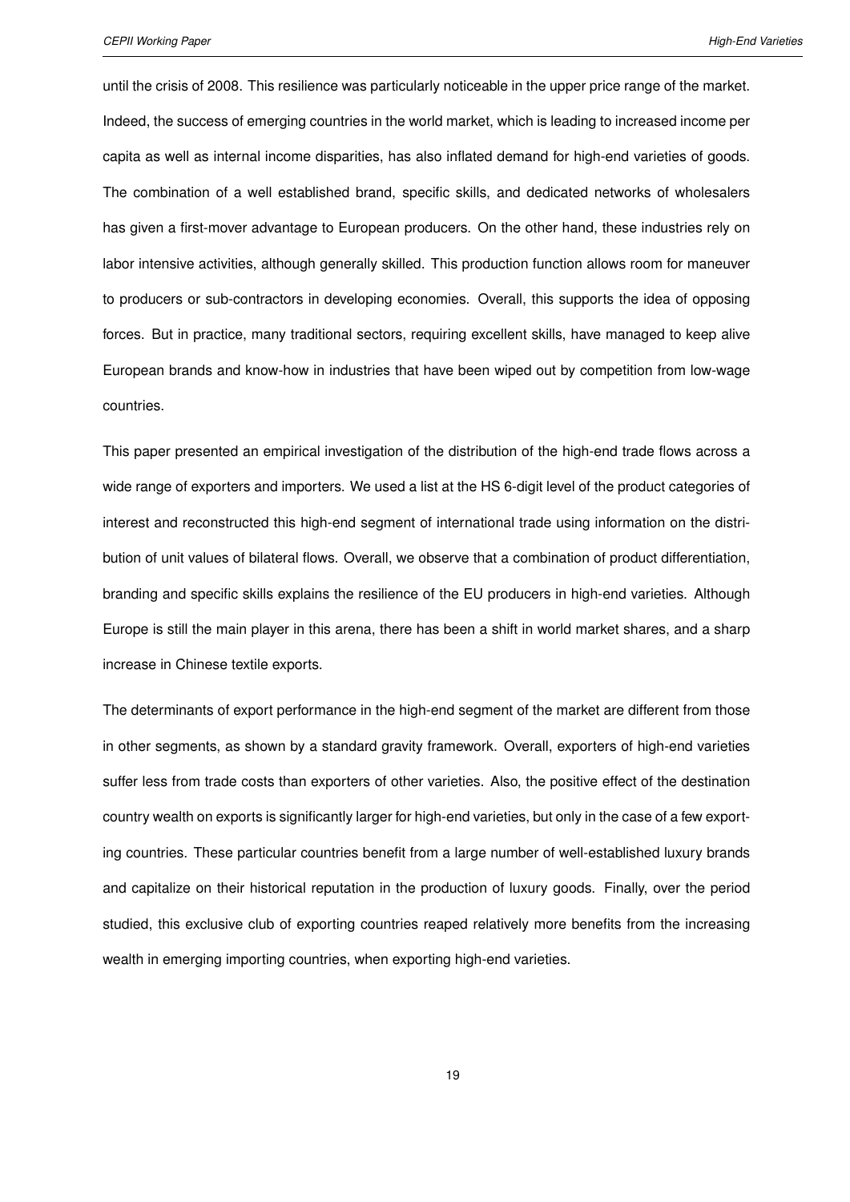until the crisis of 2008. This resilience was particularly noticeable in the upper price range of the market. Indeed, the success of emerging countries in the world market, which is leading to increased income per capita as well as internal income disparities, has also inflated demand for high-end varieties of goods. The combination of a well established brand, specific skills, and dedicated networks of wholesalers has given a first-mover advantage to European producers. On the other hand, these industries rely on labor intensive activities, although generally skilled. This production function allows room for maneuver to producers or sub-contractors in developing economies. Overall, this supports the idea of opposing forces. But in practice, many traditional sectors, requiring excellent skills, have managed to keep alive European brands and know-how in industries that have been wiped out by competition from low-wage countries.

This paper presented an empirical investigation of the distribution of the high-end trade flows across a wide range of exporters and importers. We used a list at the HS 6-digit level of the product categories of interest and reconstructed this high-end segment of international trade using information on the distribution of unit values of bilateral flows. Overall, we observe that a combination of product differentiation, branding and specific skills explains the resilience of the EU producers in high-end varieties. Although Europe is still the main player in this arena, there has been a shift in world market shares, and a sharp increase in Chinese textile exports.

The determinants of export performance in the high-end segment of the market are different from those in other segments, as shown by a standard gravity framework. Overall, exporters of high-end varieties suffer less from trade costs than exporters of other varieties. Also, the positive effect of the destination country wealth on exports is significantly larger for high-end varieties, but only in the case of a few exporting countries. These particular countries benefit from a large number of well-established luxury brands and capitalize on their historical reputation in the production of luxury goods. Finally, over the period studied, this exclusive club of exporting countries reaped relatively more benefits from the increasing wealth in emerging importing countries, when exporting high-end varieties.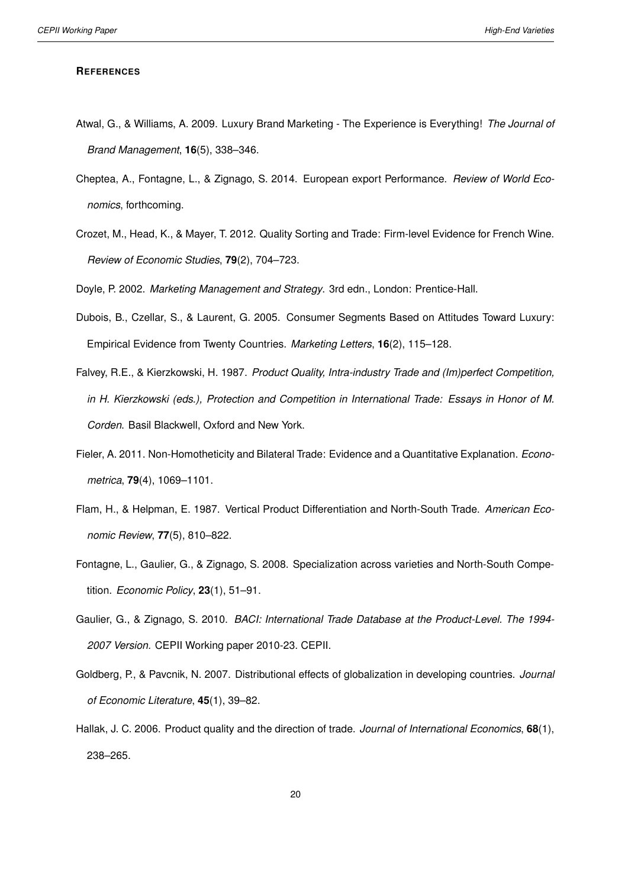## References

Atwal, G., & Williams, A. 2009. Luxury Brand Marketing - The Experience is Everything! *The Journal of Brand Management*, **16**(5), 338–346.

Cheptea, A., Fontagne, L., & Zignago, S. 2014. European export Performance. *Review of World Economics*, forthcoming.

Crozet, M., Head, K., & Mayer, T. 2012. Quality Sorting and Trade: Firm-level Evidence for French Wine. *Review of Economic Studies*, **79**(2), 704–723.

Doyle, P. 2002. *Marketing Management and Strategy*. 3rd edn., London: Prentice-Hall.

Dubois, B., Czellar, S., & Laurent, G. 2005. Consumer Segments Based on Attitudes Toward Luxury: Empirical Evidence from Twenty Countries. *Marketing Letters*, **16**(2), 115–128.

Falvey, R.E., & Kierzkowski, H. 1987. *Product Quality, Intra-industry Trade and (Im)perfect Competition, in H. Kierzkowski (eds.), Protection and Competition in International Trade: Essays in Honor of M. Corden*. Basil Blackwell, Oxford and New York.

Fieler, A. 2011. Non-Homotheticity and Bilateral Trade: Evidence and a Quantitative Explanation. *Econometrica*, **79**(4), 1069–1101.

Flam, H., & Helpman, E. 1987. Vertical Product Differentiation and North-South Trade. *American Economic Review*, **77**(5), 810–822.

Fontagne, L., Gaulier, G., & Zignago, S. 2008. Specialization across varieties and North-South Competition. *Economic Policy*, **23**(1), 51–91.

Gaulier, G., & Zignago, S. 2010. *BACI: International Trade Database at the Product-Level. The 1994-2007 Version.* CEPII Working paper 2010-23. CEPII.

Goldberg, P., & Pavcnik, N. 2007. Distributional effects of globalization in developing countries. *Journal of Economic Literature*, **45**(1), 39–82.

Hallak, J. C. 2006. Product quality and the direction of trade. *Journal of International Economics*, **68**(1), 238–265.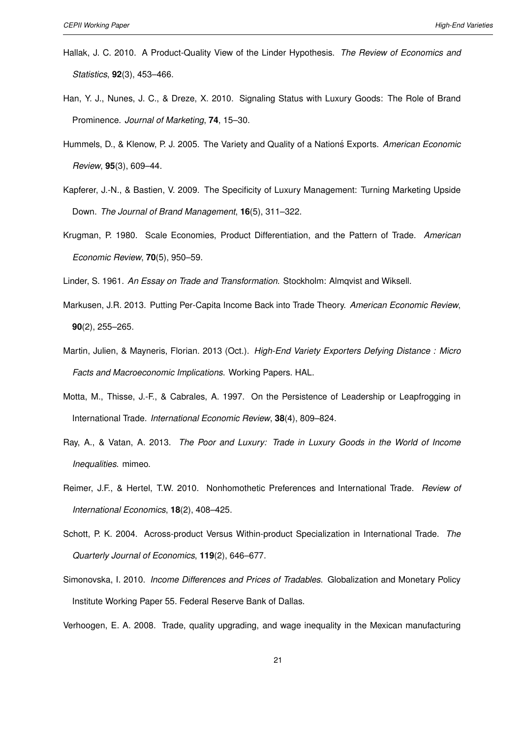Hallak, J. C. 2010. A Product-Quality View of the Linder Hypothesis. *The Review of Economics and Statistics*, **92**(3), 453–466.

Han, Y. J., Nunes, J. C., & Dreze, X. 2010. Signaling Status with Luxury Goods: The Role of Brand Prominence. *Journal of Marketing*, **74**, 15–30.

Hummels, D., & Klenow, P. J. 2005. The Variety and Quality of a Nationś Exports. *American Economic Review*, **95**(3), 609–44.

Kapferer, J.-N., & Bastien, V. 2009. The Specificity of Luxury Management: Turning Marketing Upside Down. *The Journal of Brand Management*, **16**(5), 311–322.

Krugman, P. 1980. Scale Economies, Product Differentiation, and the Pattern of Trade. *American Economic Review*, **70**(5), 950–59.

Linder, S. 1961. *An Essay on Trade and Transformation*. Stockholm: Almqvist and Wiksell.

Markusen, J.R. 2013. Putting Per-Capita Income Back into Trade Theory. *American Economic Review*, **90**(2), 255–265.

Martin, Julien, & Mayneris, Florian. 2013 (Oct.). *High-End Variety Exporters Defying Distance : Micro Facts and Macroeconomic Implications*. Working Papers. HAL.

Motta, M., Thisse, J.-F., & Cabrales, A. 1997. On the Persistence of Leadership or Leapfrogging in International Trade. *International Economic Review*, **38**(4), 809–824.

Ray, A., & Vatan, A. 2013. *The Poor and Luxury: Trade in Luxury Goods in the World of Income Inequalities*. mimeo.

Reimer, J.F., & Hertel, T.W. 2010. Nonhomothetic Preferences and International Trade. *Review of International Economics*, **18**(2), 408–425.

Schott, P. K. 2004. Across-product Versus Within-product Specialization in International Trade. *The Quarterly Journal of Economics*, **119**(2), 646–677.

Simonovska, I. 2010. *Income Differences and Prices of Tradables.* Globalization and Monetary Policy Institute Working Paper 55. Federal Reserve Bank of Dallas.

Verhoogen, E. A. 2008. Trade, quality upgrading, and wage inequality in the Mexican manufacturing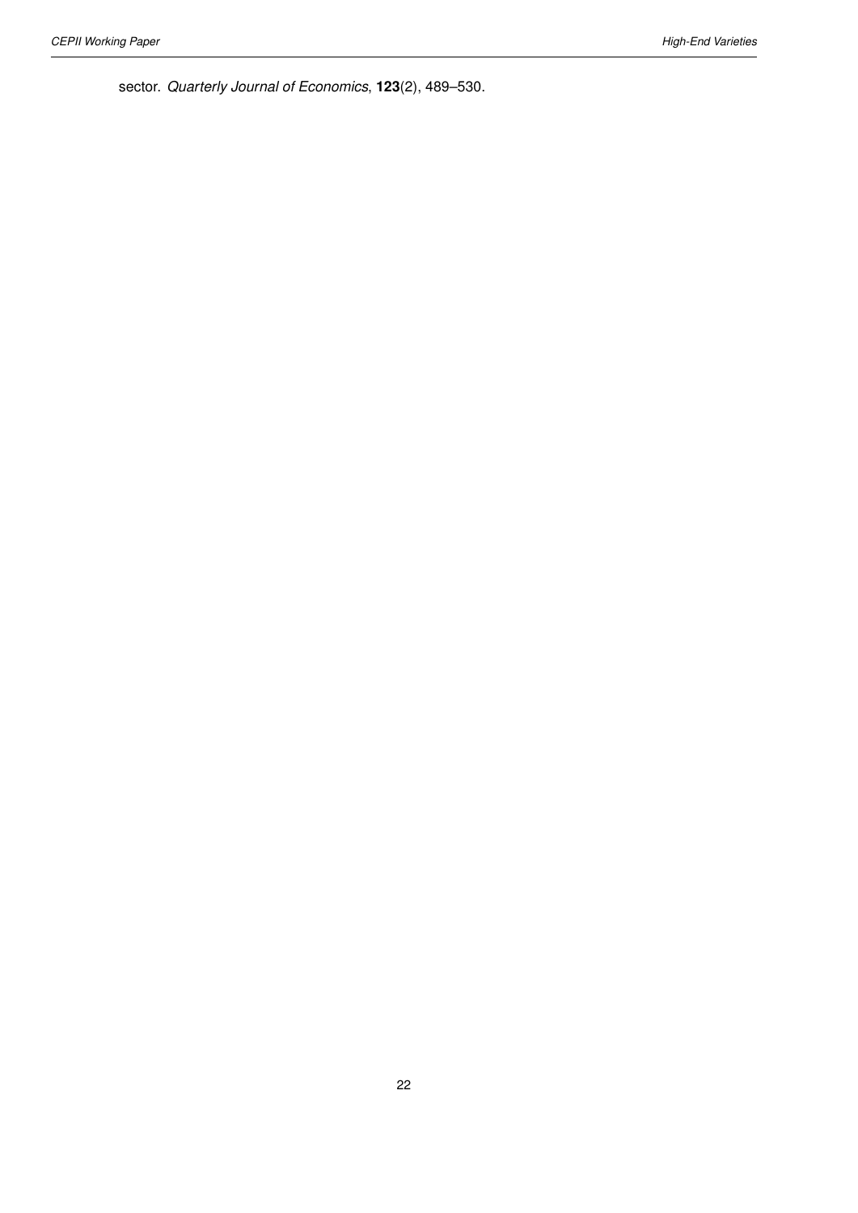sector. *Quarterly Journal of Economics*, **123**(2), 489–530.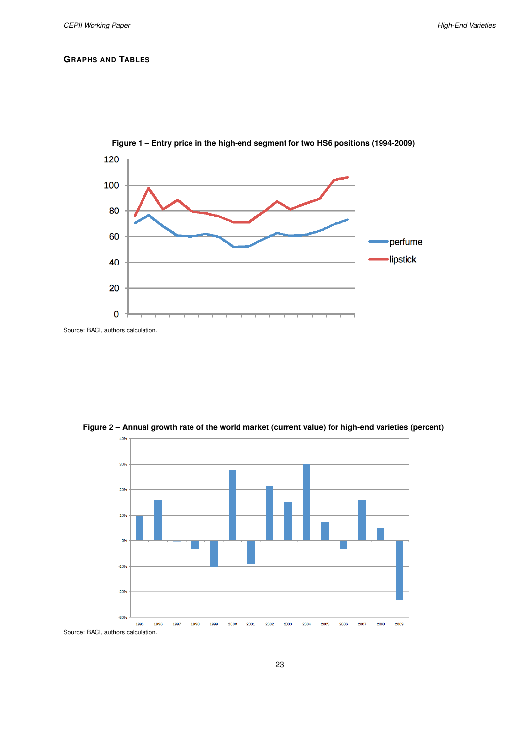## Graphs and Tables

**Figure 1 – Entry price in the high-end segment for two HS6 positions (1994-2009)**

Source: BACI, authors calculation.

**Figure 2 – Annual growth rate of the world market (current value) for high-end varieties (percent)**

Source: BACI, authors calculation.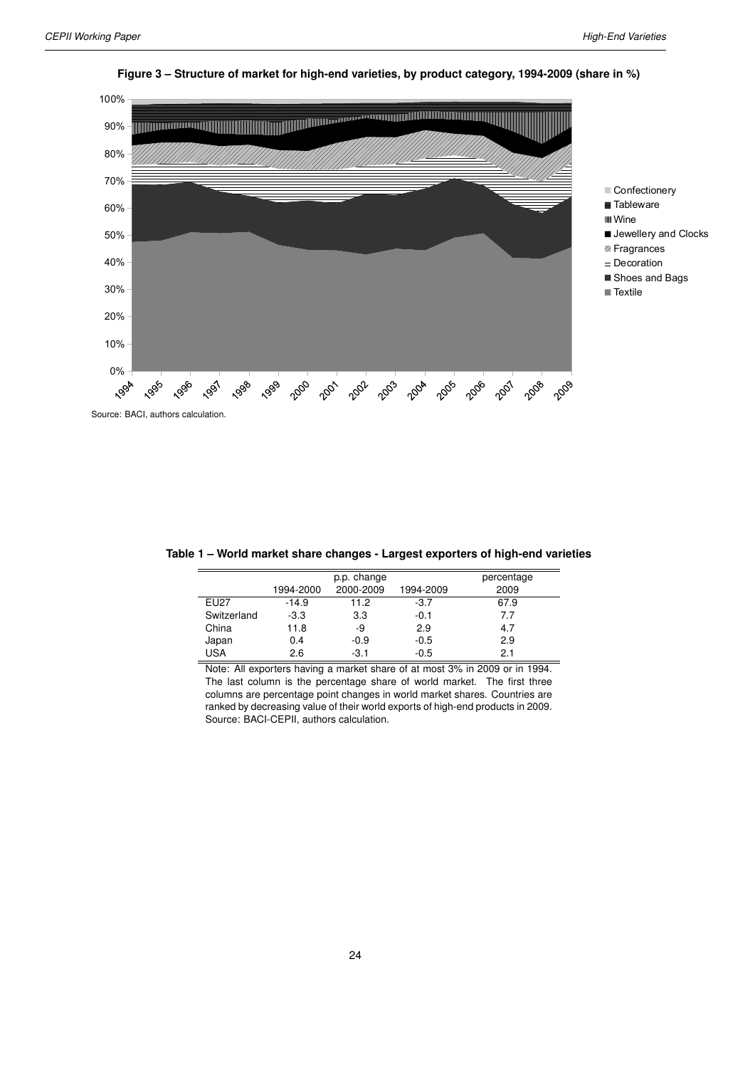**Figure 3 – Structure of market for high-end varieties, by product category, 1994-2009 (share in %)**

Source: BACI, authors calculation.

**Table 1 – World market share changes - Largest exporters of high-end varieties**

| | p.p. change | | | percentage |
|---|---|---|---|---|
| | 1994-2000 | 2000-2009 | 1994-2009 | 2009 |
| EU27 | -14.9 | 11.2 | -3.7 | 67.9 |
| Switzerland | -3.3 | 3.3 | -0.1 | 7.7 |
| China | 11.8 | -9 | 2.9 | 4.7 |
| Japan | 0.4 | -0.9 | -0.5 | 2.9 |
| USA | 2.6 | -3.1 | -0.5 | 2.1 |

Note: All exporters having a market share of at most 3% in 2009 or in 1994. The last column is the percentage share of world market. The first three columns are percentage point changes in world market shares. Countries are ranked by decreasing value of their world exports of high-end products in 2009. Source: BACI-CEPII, authors calculation.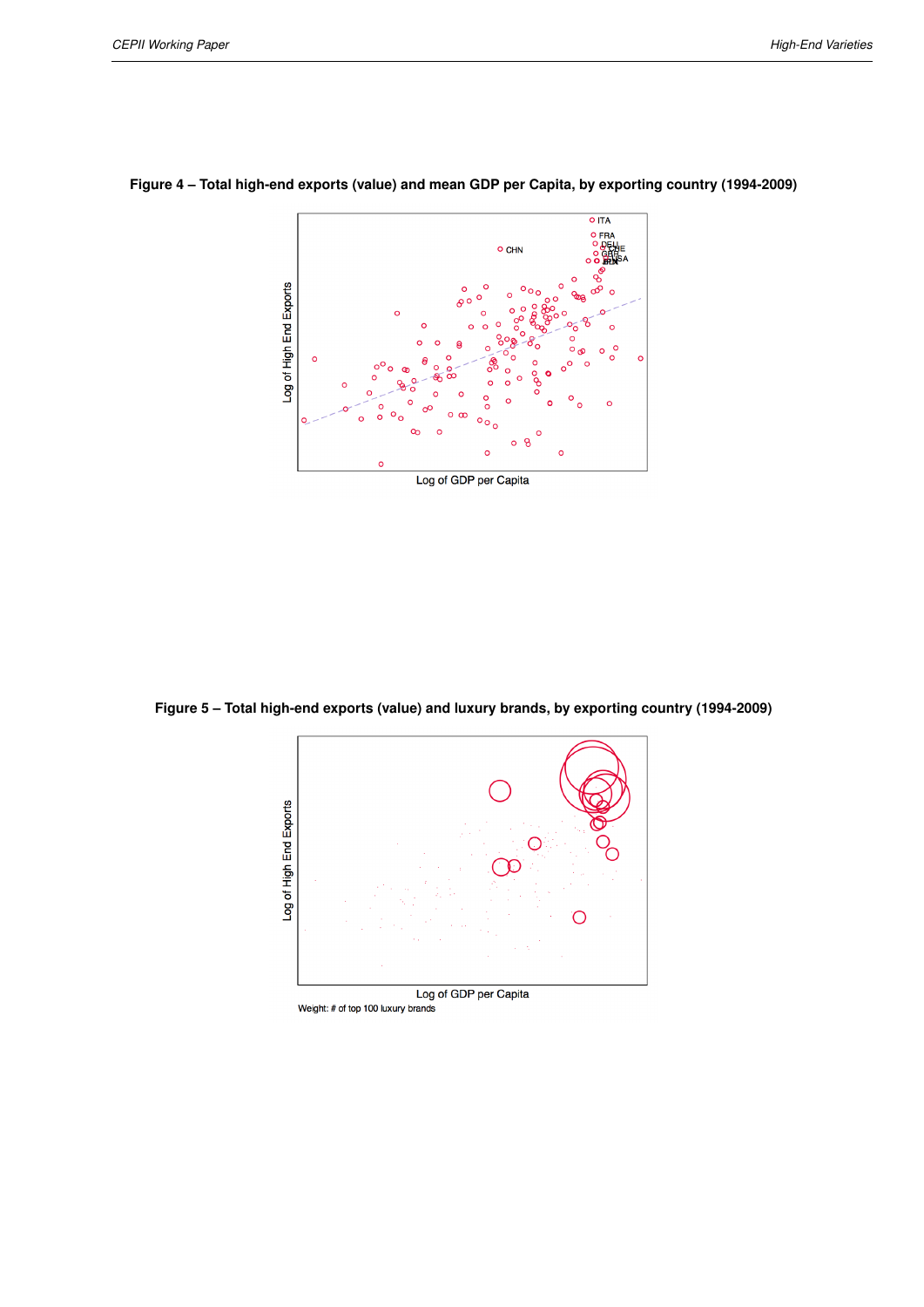**Figure 4 – Total high-end exports (value) and mean GDP per Capita, by exporting country (1994-2009)**

**Figure 5 – Total high-end exports (value) and luxury brands, by exporting country (1994-2009)**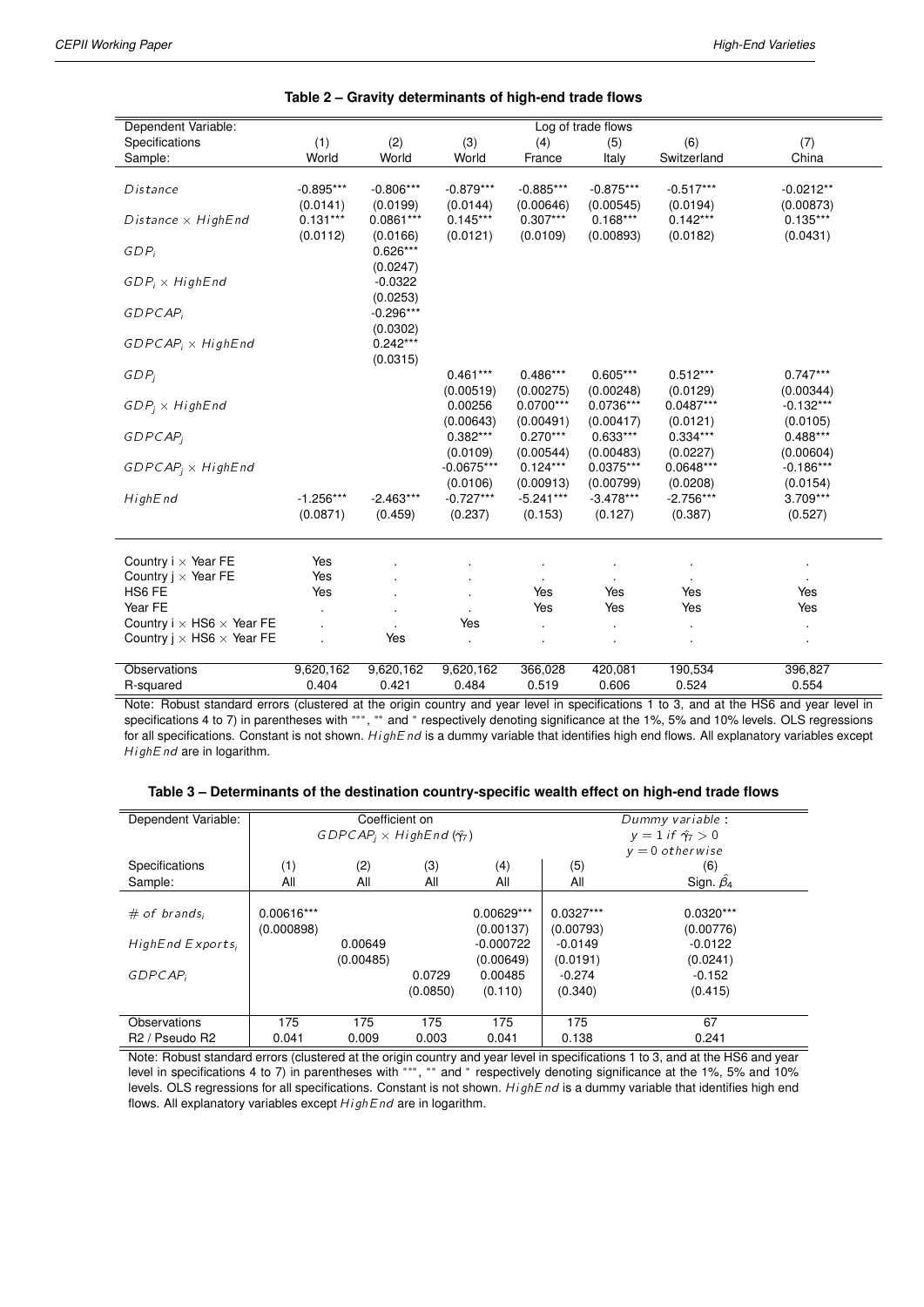**Table 2 – Gravity determinants of high-end trade flows**

| Dependent Variable: | Log of trade flows | | | | | | |
|---|---|---|---|---|---|---|---|
| Specifications | (1) | (2) | (3) | (4) | (5) | (6) | (7) |
| Sample: | World | World | World | France | Italy | Switzerland | China |
| $Distance$ | -0.895*** | -0.806*** | -0.879*** | -0.885*** | -0.875*** | -0.517*** | -0.0212** |
| | (0.0141) | (0.0199) | (0.0144) | (0.00646) | (0.00545) | (0.0194) | (0.00873) |
| $Distance \times HighEnd$ | 0.131*** | 0.0861*** | 0.145*** | 0.307*** | 0.168*** | 0.142*** | 0.135*** |
| | (0.0112) | (0.0166) | (0.0121) | (0.0109) | (0.00893) | (0.0182) | (0.0431) |
| $GDP_i$ | | 0.626*** | | | | | |
| | | (0.0247) | | | | | |
| $GDP_i \times HighEnd$ | | -0.0322 | | | | | |
| | | (0.0253) | | | | | |
| $GDPCAP_i$ | | -0.296*** | | | | | |
| | | (0.0302) | | | | | |
| $GDPCAP_i \times HighEnd$ | | 0.242*** | | | | | |
| | | (0.0315) | | | | | |
| $GDP_j$ | | | 0.461*** | 0.486*** | 0.605*** | 0.512*** | 0.747*** |
| | | | (0.00519) | (0.00275) | (0.00248) | (0.0129) | (0.00344) |
| $GDP_j \times HighEnd$ | | | 0.00256 | 0.0700*** | 0.0736*** | 0.0487*** | -0.132*** |
| | | | (0.00643) | (0.00491) | (0.00417) | (0.0121) | (0.0105) |
| $GDPCAP_j$ | | | 0.382*** | 0.270*** | 0.633*** | 0.334*** | 0.488*** |
| | | | (0.0109) | (0.00544) | (0.00483) | (0.0227) | (0.00604) |
| $GDPCAP_j \times HighEnd$ | | | -0.0675*** | 0.124*** | 0.0375*** | 0.0648*** | -0.186*** |
| | | | (0.0106) | (0.00913) | (0.00799) | (0.0208) | (0.0154) |
| $HighEnd$ | -1.256*** | -2.463*** | -0.727*** | -5.241*** | -3.478*** | -2.756*** | 3.709*** |
| | (0.0871) | (0.459) | (0.237) | (0.153) | (0.127) | (0.387) | (0.527) |
| Country i × Year FE | Yes | . | . | . | . | . | . |
| Country j × Year FE | Yes | . | . | . | . | . | . |
| HS6 FE | Yes | . | . | Yes | Yes | Yes | Yes |
| Year FE | . | . | . | Yes | Yes | Yes | Yes |
| Country i × HS6 × Year FE | . | . | Yes | . | . | . | . |
| Country j × HS6 × Year FE | . | Yes | . | . | . | . | . |
| Observations | 9,620,162 | 9,620,162 | 9,620,162 | 366,028 | 420,081 | 190,534 | 396,827 |
| R-squared | 0.404 | 0.421 | 0.484 | 0.519 | 0.606 | 0.524 | 0.554 |

Note: Robust standard errors (clustered at the origin country and year level in specifications 1 to 3, and at the HS6 and year level in specifications 4 to 7) in parentheses with ***, ** and * respectively denoting significance at the 1%, 5% and 10% levels. OLS regressions for all specifications. Constant is not shown. $HighEnd$ is a dummy variable that identifies high end flows. All explanatory variables except $HighEnd$ are in logarithm.

**Table 3 – Determinants of the destination country-specific wealth effect on high-end trade flows**

| Dependent Variable: | Coefficient on $GDPCAP_j \times HighEnd$ ($\hat{\gamma}_7$) | | | | $Dummy\ variable$: $y = 1\ if\ \hat{\gamma}_7 > 0$, $y = 0\ otherwise$ | |
|---|---|---|---|---|---|---|
| Specifications | (1) | (2) | (3) | (4) | (5) | (6) |
| Sample: | All | All | All | All | All | Sign. $\hat{\beta}_4$ |
| $\#\ of\ brands_i$ | 0.00616*** | | | 0.00629*** | 0.0327*** | 0.0320*** |
| | (0.000898) | | | (0.00137) | (0.00793) | (0.00776) |
| $HighEnd\ Exports_i$ | | 0.00649 | | -0.000722 | -0.0149 | -0.0122 |
| | | (0.00485) | | (0.00649) | (0.0191) | (0.0241) |
| $GDPCAP_i$ | | | 0.0729 | 0.00485 | -0.274 | -0.152 |
| | | | (0.0850) | (0.110) | (0.340) | (0.415) |
| Observations | 175 | 175 | 175 | 175 | 175 | 67 |
| $R^2$ / Pseudo $R^2$ | 0.041 | 0.009 | 0.003 | 0.041 | 0.138 | 0.241 |

Note: Robust standard errors (clustered at the origin country and year level in specifications 1 to 3, and at the HS6 and year level in specifications 4 to 7) in parentheses with ***, ** and * respectively denoting significance at the 1%, 5% and 10% levels. OLS regressions for all specifications. Constant is not shown. $HighEnd$ is a dummy variable that identifies high end flows. All explanatory variables except $HighEnd$ are in logarithm.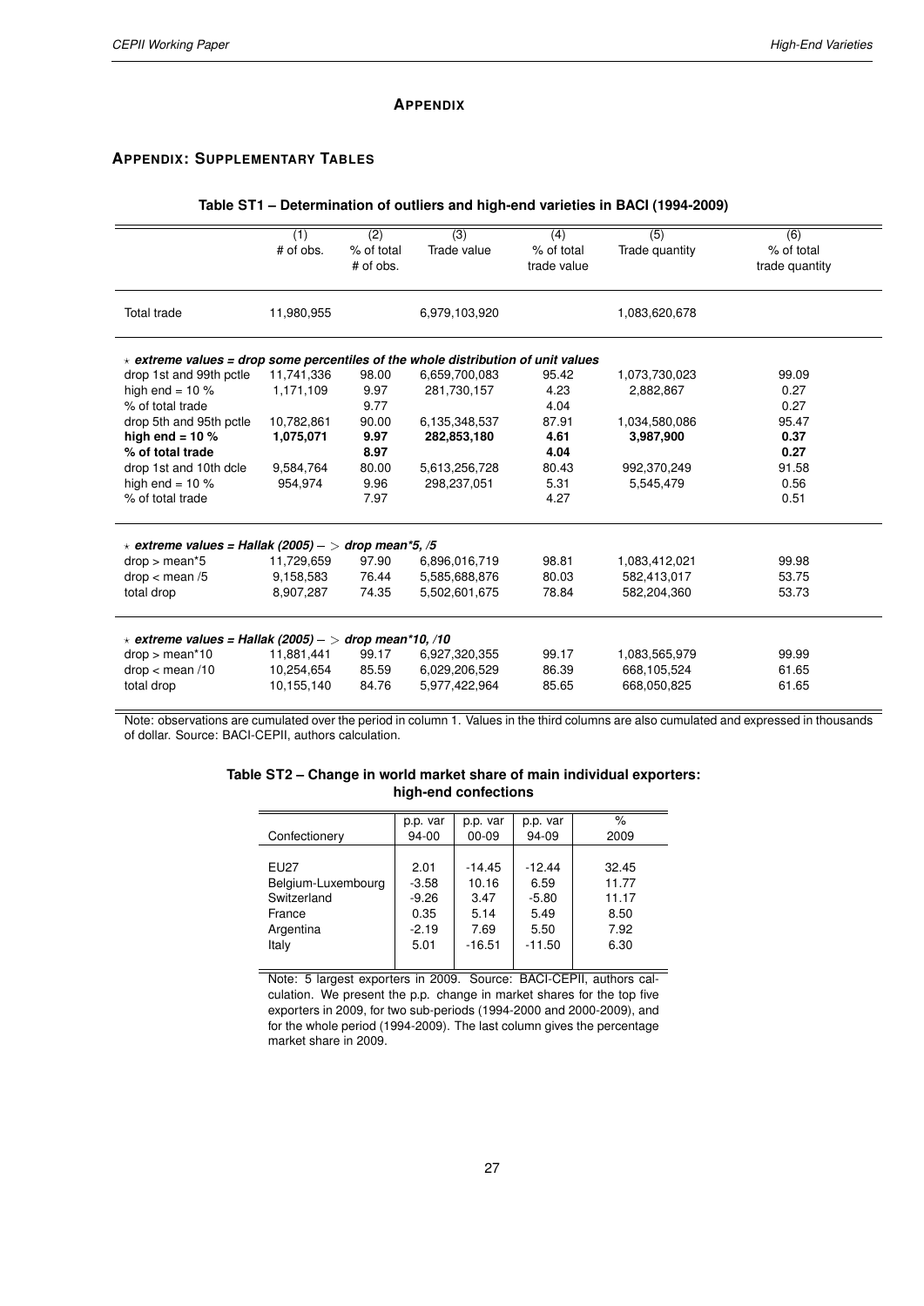# APPENDIX

## APPENDIX: SUPPLEMENTARY TABLES

**Table ST1 – Determination of outliers and high-end varieties in BACI (1994-2009)**

| | (1) # of obs. | (2) % of total # of obs. | (3) Trade value | (4) % of total trade value | (5) Trade quantity | (6) % of total trade quantity |
|---|---|---|---|---|---|---|
| Total trade | 11,980,955 | | 6,979,103,920 | | 1,083,620,678 | |
| ⋆ ***extreme values = drop some percentiles of the whole distribution of unit values*** | | | | | | |
| drop 1st and 99th pctle | 11,741,336 | 98.00 | 6,659,700,083 | 95.42 | 1,073,730,023 | 99.09 |
| high end = 10 % | 1,171,109 | 9.97 | 281,730,157 | 4.23 | 2,882,867 | 0.27 |
| % of total trade | | 9.77 | | 4.04 | | 0.27 |
| drop 5th and 95th pctle | 10,782,861 | 90.00 | 6,135,348,537 | 87.91 | 1,034,580,086 | 95.47 |
| **high end = 10 %** | **1,075,071** | **9.97** | **282,853,180** | **4.61** | **3,987,900** | **0.37** |
| **% of total trade** | | **8.97** | | **4.04** | | **0.27** |
| drop 1st and 10th dcle | 9,584,764 | 80.00 | 5,613,256,728 | 80.43 | 992,370,249 | 91.58 |
| high end = 10 % | 954,974 | 9.96 | 298,237,051 | 5.31 | 5,545,479 | 0.56 |
| % of total trade | | 7.97 | | 4.27 | | 0.51 |
| ⋆ ***extreme values = Hallak (2005) −> drop mean*5, /5*** | | | | | | |
| drop > mean*5 | 11,729,659 | 97.90 | 6,896,016,719 | 98.81 | 1,083,412,021 | 99.98 |
| drop < mean /5 | 9,158,583 | 76.44 | 5,585,688,876 | 80.03 | 582,413,017 | 53.75 |
| total drop | 8,907,287 | 74.35 | 5,502,601,675 | 78.84 | 582,204,360 | 53.73 |
| ⋆ ***extreme values = Hallak (2005) −> drop mean*10, /10*** | | | | | | |
| drop > mean*10 | 11,881,441 | 99.17 | 6,927,320,355 | 99.17 | 1,083,565,979 | 99.99 |
| drop < mean /10 | 10,254,654 | 85.59 | 6,029,206,529 | 86.39 | 668,105,524 | 61.65 |
| total drop | 10,155,140 | 84.76 | 5,977,422,964 | 85.65 | 668,050,825 | 61.65 |

Note: observations are cumulated over the period in column 1. Values in the third columns are also cumulated and expressed in thousands of dollar. Source: BACI-CEPII, authors calculation.

**Table ST2 – Change in world market share of main individual exporters: high-end confections**

| Confectionery | p.p. var 94-00 | p.p. var 00-09 | p.p. var 94-09 | % 2009 |
|---|---|---|---|---|
| EU27 | 2.01 | -14.45 | -12.44 | 32.45 |
| Belgium-Luxembourg | -3.58 | 10.16 | 6.59 | 11.77 |
| Switzerland | -9.26 | 3.47 | -5.80 | 11.17 |
| France | 0.35 | 5.14 | 5.49 | 8.50 |
| Argentina | -2.19 | 7.69 | 5.50 | 7.92 |
| Italy | 5.01 | -16.51 | -11.50 | 6.30 |

Note: 5 largest exporters in 2009. Source: BACI-CEPII, authors calculation. We present the p.p. change in market shares for the top five exporters in 2009, for two sub-periods (1994-2000 and 2000-2009), and for the whole period (1994-2009). The last column gives the percentage market share in 2009.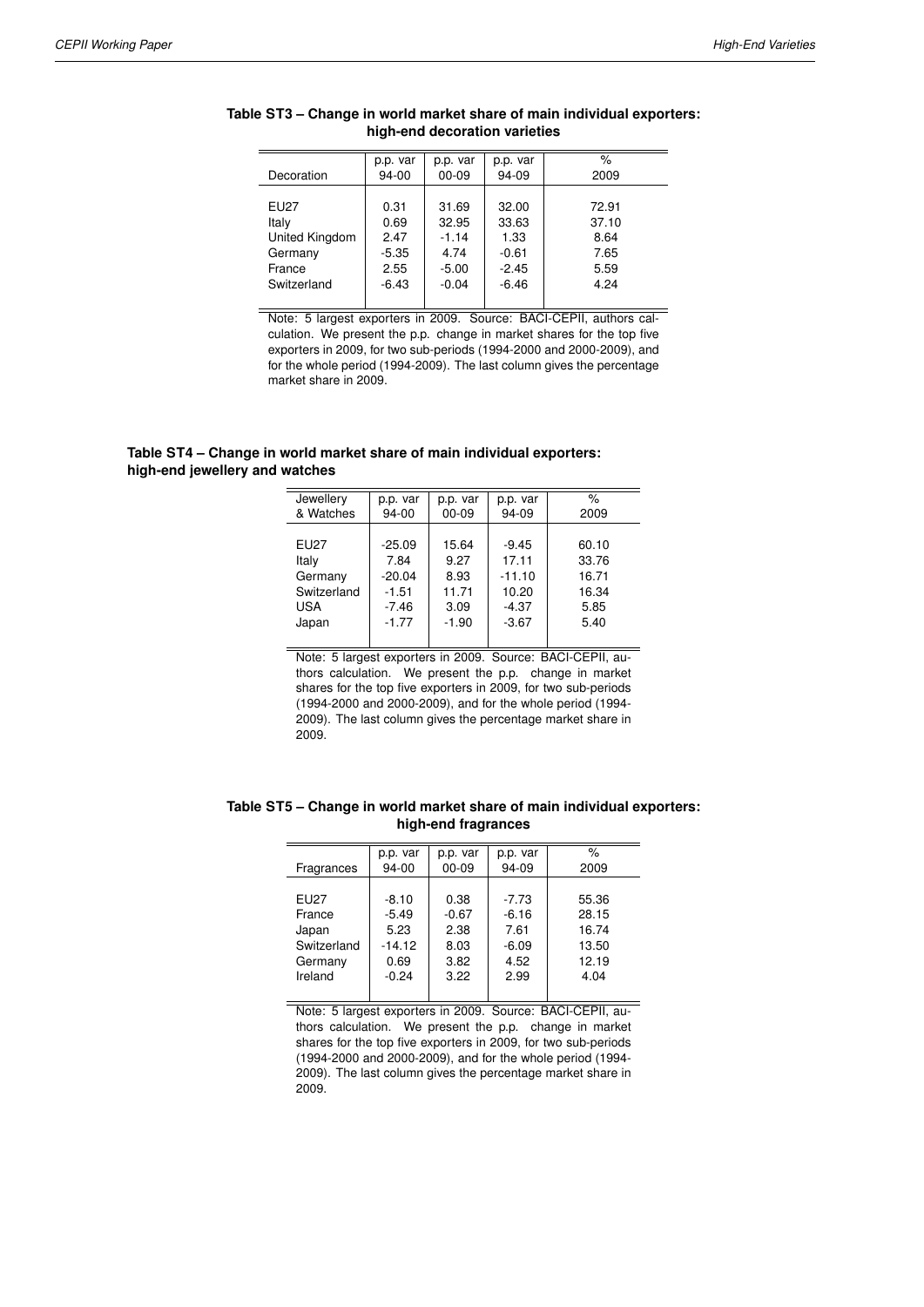**Table ST3 – Change in world market share of main individual exporters: high-end decoration varieties**

| Decoration | p.p. var 94-00 | p.p. var 00-09 | p.p. var 94-09 | % 2009 |
|---|---|---|---|---|
| EU27 | 0.31 | 31.69 | 32.00 | 72.91 |
| Italy | 0.69 | 32.95 | 33.63 | 37.10 |
| United Kingdom | 2.47 | -1.14 | 1.33 | 8.64 |
| Germany | -5.35 | 4.74 | -0.61 | 7.65 |
| France | 2.55 | -5.00 | -2.45 | 5.59 |
| Switzerland | -6.43 | -0.04 | -6.46 | 4.24 |

Note: 5 largest exporters in 2009. Source: BACI-CEPII, authors calculation. We present the p.p. change in market shares for the top five exporters in 2009, for two sub-periods (1994-2000 and 2000-2009), and for the whole period (1994-2009). The last column gives the percentage market share in 2009.

**Table ST4 – Change in world market share of main individual exporters: high-end jewellery and watches**

| Jewellery & Watches | p.p. var 94-00 | p.p. var 00-09 | p.p. var 94-09 | % 2009 |
|---|---|---|---|---|
| EU27 | -25.09 | 15.64 | -9.45 | 60.10 |
| Italy | 7.84 | 9.27 | 17.11 | 33.76 |
| Germany | -20.04 | 8.93 | -11.10 | 16.71 |
| Switzerland | -1.51 | 11.71 | 10.20 | 16.34 |
| USA | -7.46 | 3.09 | -4.37 | 5.85 |
| Japan | -1.77 | -1.90 | -3.67 | 5.40 |

Note: 5 largest exporters in 2009. Source: BACI-CEPII, authors calculation. We present the p.p. change in market shares for the top five exporters in 2009, for two sub-periods (1994-2000 and 2000-2009), and for the whole period (1994-2009). The last column gives the percentage market share in 2009.

**Table ST5 – Change in world market share of main individual exporters: high-end fragrances**

| Fragrances | p.p. var 94-00 | p.p. var 00-09 | p.p. var 94-09 | % 2009 |
|---|---|---|---|---|
| EU27 | -8.10 | 0.38 | -7.73 | 55.36 |
| France | -5.49 | -0.67 | -6.16 | 28.15 |
| Japan | 5.23 | 2.38 | 7.61 | 16.74 |
| Switzerland | -14.12 | 8.03 | -6.09 | 13.50 |
| Germany | 0.69 | 3.82 | 4.52 | 12.19 |
| Ireland | -0.24 | 3.22 | 2.99 | 4.04 |

Note: 5 largest exporters in 2009. Source: BACI-CEPII, authors calculation. We present the p.p. change in market shares for the top five exporters in 2009, for two sub-periods (1994-2000 and 2000-2009), and for the whole period (1994-2009). The last column gives the percentage market share in 2009.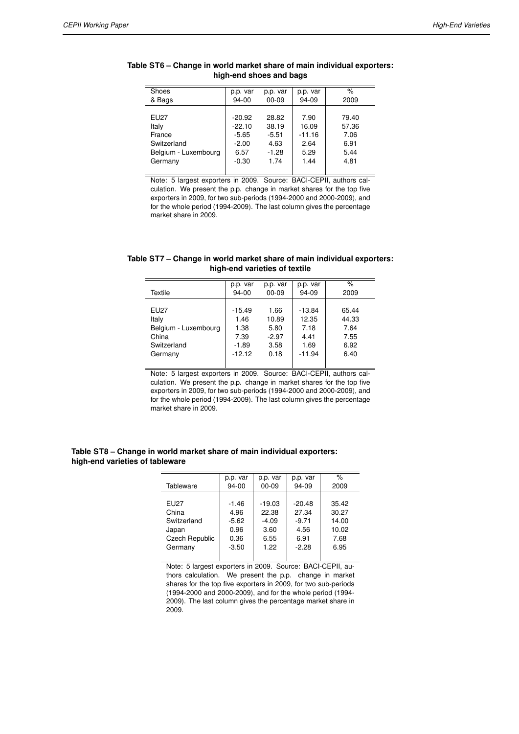**Table ST6 – Change in world market share of main individual exporters: high-end shoes and bags**

| Shoes & Bags | p.p. var 94-00 | p.p. var 00-09 | p.p. var 94-09 | % 2009 |
|---|---|---|---|---|
| EU27 | -20.92 | 28.82 | 7.90 | 79.40 |
| Italy | -22.10 | 38.19 | 16.09 | 57.36 |
| France | -5.65 | -5.51 | -11.16 | 7.06 |
| Switzerland | -2.00 | 4.63 | 2.64 | 6.91 |
| Belgium - Luxembourg | 6.57 | -1.28 | 5.29 | 5.44 |
| Germany | -0.30 | 1.74 | 1.44 | 4.81 |

Note: 5 largest exporters in 2009. Source: BACI-CEPII, authors calculation. We present the p.p. change in market shares for the top five exporters in 2009, for two sub-periods (1994-2000 and 2000-2009), and for the whole period (1994-2009). The last column gives the percentage market share in 2009.

**Table ST7 – Change in world market share of main individual exporters: high-end varieties of textile**

| Textile | p.p. var 94-00 | p.p. var 00-09 | p.p. var 94-09 | % 2009 |
|---|---|---|---|---|
| EU27 | -15.49 | 1.66 | -13.84 | 65.44 |
| Italy | 1.46 | 10.89 | 12.35 | 44.33 |
| Belgium - Luxembourg | 1.38 | 5.80 | 7.18 | 7.64 |
| China | 7.39 | -2.97 | 4.41 | 7.55 |
| Switzerland | -1.89 | 3.58 | 1.69 | 6.92 |
| Germany | -12.12 | 0.18 | -11.94 | 6.40 |

Note: 5 largest exporters in 2009. Source: BACI-CEPII, authors calculation. We present the p.p. change in market shares for the top five exporters in 2009, for two sub-periods (1994-2000 and 2000-2009), and for the whole period (1994-2009). The last column gives the percentage market share in 2009.

**Table ST8 – Change in world market share of main individual exporters: high-end varieties of tableware**

| Tableware | p.p. var 94-00 | p.p. var 00-09 | p.p. var 94-09 | % 2009 |
|---|---|---|---|---|
| EU27 | -1.46 | -19.03 | -20.48 | 35.42 |
| China | 4.96 | 22.38 | 27.34 | 30.27 |
| Switzerland | -5.62 | -4.09 | -9.71 | 14.00 |
| Japan | 0.96 | 3.60 | 4.56 | 10.02 |
| Czech Republic | 0.36 | 6.55 | 6.91 | 7.68 |
| Germany | -3.50 | 1.22 | -2.28 | 6.95 |

Note: 5 largest exporters in 2009. Source: BACI-CEPII, authors calculation. We present the p.p. change in market shares for the top five exporters in 2009, for two sub-periods (1994-2000 and 2000-2009), and for the whole period (1994-2009). The last column gives the percentage market share in 2009.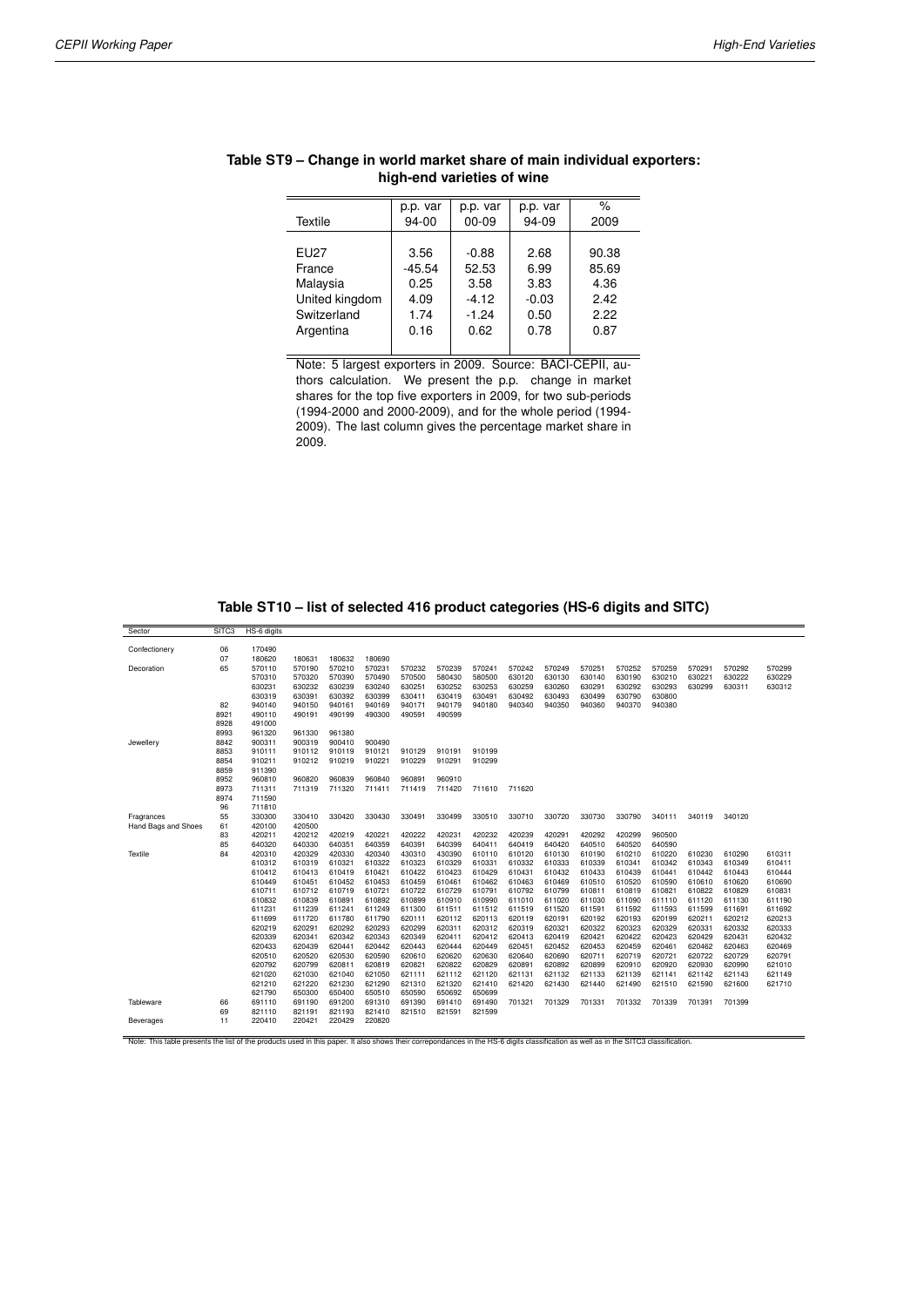## Table ST9 – Change in world market share of main individual exporters: high-end varieties of wine

| Textile | p.p. var 94-00 | p.p. var 00-09 | p.p. var 94-09 | % 2009 |
|---|---|---|---|---|
| EU27 | 3.56 | -0.88 | 2.68 | 90.38 |
| France | -45.54 | 52.53 | 6.99 | 85.69 |
| Malaysia | 0.25 | 3.58 | 3.83 | 4.36 |
| United kingdom | 4.09 | -4.12 | -0.03 | 2.42 |
| Switzerland | 1.74 | -1.24 | 0.50 | 2.22 |
| Argentina | 0.16 | 0.62 | 0.78 | 0.87 |

Note: 5 largest exporters in 2009. Source: BACI-CEPII, authors calculation. We present the p.p. change in market shares for the top five exporters in 2009, for two sub-periods (1994-2000 and 2000-2009), and for the whole period (1994-2009). The last column gives the percentage market share in 2009.

## Table ST10 – list of selected 416 product categories (HS-6 digits and SITC)

| Sector | SITC3 | HS-6 digits | | | | | | | | | | | | | | | | |
|---|---|---|---|---|---|---|---|---|---|---|---|---|---|---|---|---|---|---|
| Confectionery | 06 | 170490 | | | | | | | | | | | | | | | | |
| | 07 | 180620 | 180631 | 180632 | 180690 | | | | | | | | | | | | | |
| Decoration | 65 | 570110 | 570190 | 570210 | 570231 | 570232 | 570239 | 570241 | 570242 | 570249 | 570251 | 570252 | 570259 | 570291 | 570292 | 570299 | | |
| | | 570310 | 570320 | 570390 | 570490 | 570500 | 580430 | 580500 | 630120 | 630130 | 630140 | 630190 | 630210 | 630221 | 630222 | 630229 | | |
| | | 630231 | 630232 | 630239 | 630240 | 630251 | 630252 | 630253 | 630259 | 630260 | 630291 | 630292 | 630293 | 630299 | 630311 | 630312 | | |
| | | 630319 | 630391 | 630392 | 630399 | 630411 | 630419 | 630491 | 630492 | 630493 | 630499 | 630790 | 630800 | | | | | |
| | 82 | 940140 | 940150 | 940161 | 940169 | 940171 | 940179 | 940180 | 940340 | 940350 | 940360 | 940370 | 940380 | | | | | |
| | 8921 | 490110 | 490191 | 490199 | 490300 | 490591 | 490599 | | | | | | | | | | | |
| | 8928 | 491000 | | | | | | | | | | | | | | | | |
| | 8993 | 961320 | 961330 | 961380 | | | | | | | | | | | | | | |
| Jewellery | 8842 | 900311 | 900319 | 900410 | 900490 | | | | | | | | | | | | | |
| | 8853 | 910111 | 910112 | 910119 | 910121 | 910129 | 910191 | 910199 | | | | | | | | | | |
| | 8854 | 910211 | 910212 | 910219 | 910221 | 910229 | 910291 | 910299 | | | | | | | | | | |
| | 8859 | 911390 | | | | | | | | | | | | | | | | |
| | 8952 | 960810 | 960820 | 960839 | 960840 | 960891 | 960910 | | | | | | | | | | | |
| | 8973 | 711311 | 711319 | 711320 | 711411 | 711419 | 711420 | 711610 | 711620 | | | | | | | | | |
| | 8974 | 711590 | | | | | | | | | | | | | | | | |
| | 96 | 711810 | | | | | | | | | | | | | | | | |
| Fragrances | 55 | 330300 | 330410 | 330420 | 330430 | 330491 | 330499 | 330510 | 330710 | 330720 | 330730 | 330790 | 340111 | 340119 | 340120 | | | |
| Hand Bags and Shoes | 61 | 420100 | 420500 | | | | | | | | | | | | | | | |
| | 83 | 420211 | 420212 | 420219 | 420221 | 420222 | 420231 | 420232 | 420239 | 420291 | 420292 | 420299 | 960500 | | | | | |
| | 85 | 640320 | 640330 | 640351 | 640359 | 640391 | 640399 | 640411 | 640419 | 640420 | 640510 | 640520 | 640590 | | | | | |
| Textile | 84 | 420310 | 420329 | 420330 | 420340 | 430310 | 430390 | 610110 | 610120 | 610130 | 610190 | 610210 | 610220 | 610230 | 610290 | 610311 | | |
| | | 610312 | 610319 | 610321 | 610322 | 610323 | 610329 | 610331 | 610332 | 610333 | 610339 | 610341 | 610342 | 610343 | 610349 | 610411 | | |
| | | 610412 | 610413 | 610419 | 610421 | 610422 | 610423 | 610429 | 610431 | 610432 | 610433 | 610439 | 610441 | 610442 | 610443 | 610444 | | |
| | | 610449 | 610451 | 610452 | 610453 | 610459 | 610461 | 610462 | 610463 | 610469 | 610510 | 610520 | 610590 | 610610 | 610620 | 610690 | | |
| | | 610711 | 610712 | 610719 | 610721 | 610722 | 610729 | 610791 | 610792 | 610799 | 610811 | 610819 | 610821 | 610822 | 610829 | 610831 | | |
| | | 610832 | 610839 | 610891 | 610892 | 610899 | 610910 | 610990 | 611010 | 611020 | 611030 | 611090 | 611110 | 611120 | 611130 | 611190 | | |
| | | 611231 | 611239 | 611241 | 611249 | 611300 | 611511 | 611512 | 611519 | 611520 | 611591 | 611592 | 611593 | 611599 | 611691 | 611692 | | |
| | | 611699 | 611720 | 611780 | 611790 | 620111 | 620112 | 620113 | 620119 | 620191 | 620192 | 620193 | 620199 | 620211 | 620212 | 620213 | | |
| | | 620219 | 620291 | 620292 | 620293 | 620299 | 620311 | 620312 | 620319 | 620321 | 620322 | 620323 | 620329 | 620331 | 620332 | 620333 | | |
| | | 620339 | 620341 | 620342 | 620343 | 620349 | 620411 | 620412 | 620413 | 620419 | 620421 | 620422 | 620423 | 620429 | 620431 | 620432 | | |
| | | 620433 | 620439 | 620441 | 620442 | 620443 | 620444 | 620449 | 620451 | 620452 | 620453 | 620459 | 620461 | 620462 | 620463 | 620469 | | |
| | | 620510 | 620520 | 620530 | 620590 | 620610 | 620620 | 620630 | 620640 | 620690 | 620711 | 620719 | 620721 | 620722 | 620729 | 620791 | | |
| | | 620792 | 620799 | 620811 | 620819 | 620821 | 620822 | 620829 | 620891 | 620892 | 620899 | 620910 | 620920 | 620930 | 620990 | 621010 | | |
| | | 621020 | 621030 | 621040 | 621050 | 621111 | 621112 | 621120 | 621131 | 621132 | 621133 | 621139 | 621141 | 621142 | 621143 | 621149 | | |
| | | 621210 | 621220 | 621230 | 621290 | 621310 | 621320 | 621410 | 621420 | 621430 | 621440 | 621490 | 621510 | 621590 | 621600 | 621710 | | |
| | | 621790 | 650300 | 650400 | 650510 | 650590 | 650692 | 650699 | | | | | | | | | | |
| Tableware | 66 | 691110 | 691190 | 691200 | 691310 | 691390 | 691410 | 691490 | 701321 | 701329 | 701331 | 701332 | 701339 | 701391 | 701399 | | | |
| | 69 | 821110 | 821191 | 821193 | 821410 | 821510 | 821591 | 821599 | | | | | | | | | | |
| Beverages | 11 | 220410 | 220421 | 220429 | 220820 | | | | | | | | | | | | | |

Note: This table presents the list of the products used in this paper. It also shows their correspondances in the HS-6 digits classification as well as in the SITC3 classification.